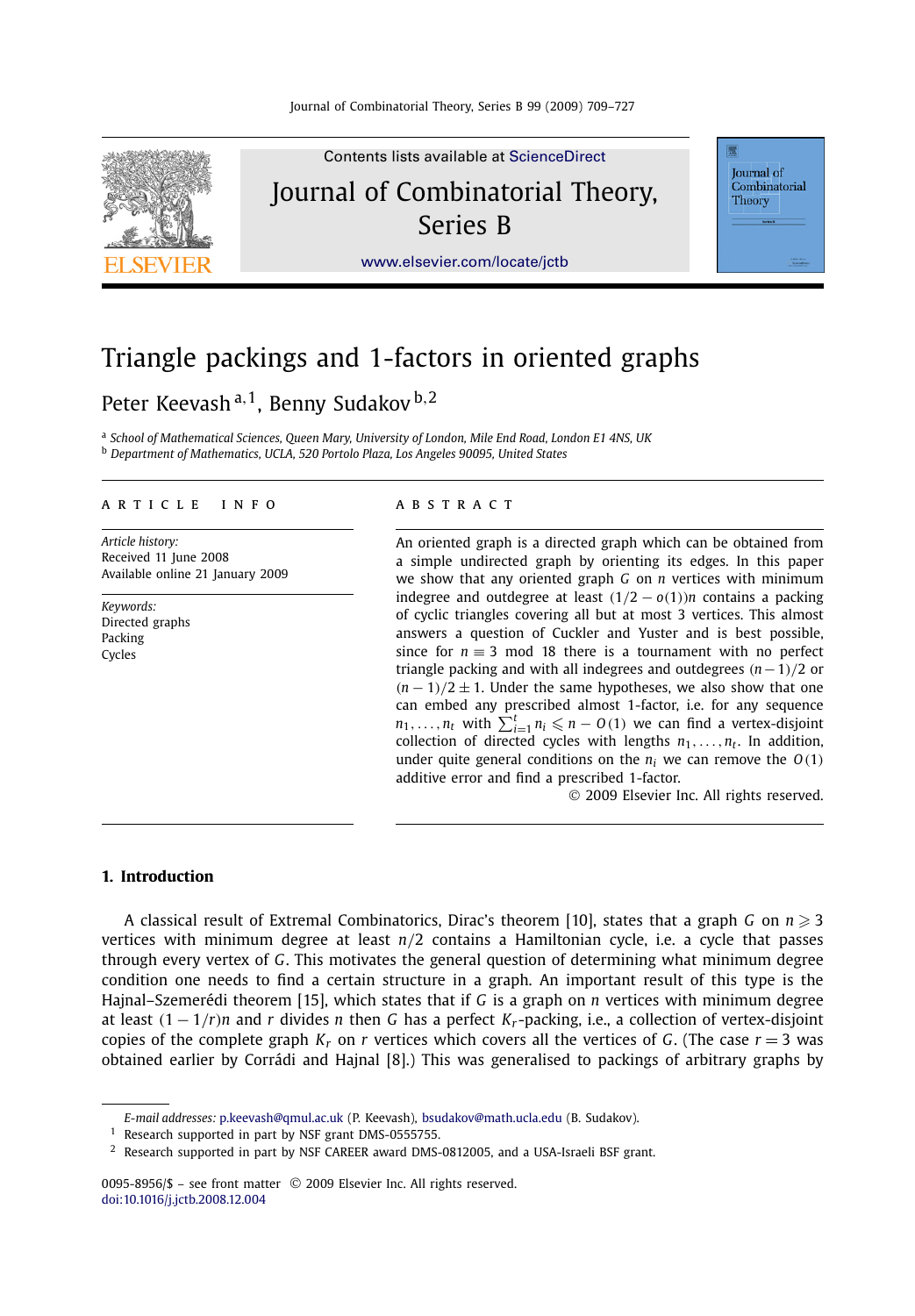# Triangle packings and 1-factors in oriented graphs

Peter Keevash [a,1], Benny Sudakov [b,2]

[a] School of Mathematical Sciences, Queen Mary, University of London, Mile End Road, London E1 4NS, UK
[b] Department of Mathematics, UCLA, 520 Portolo Plaza, Los Angeles 90095, United States

## ARTICLE INFO

*Article history:*
Received 11 June 2008
Available online 21 January 2009

*Keywords:*
Directed graphs
Packing
Cycles

## ABSTRACT

An oriented graph is a directed graph which can be obtained from a simple undirected graph by orienting its edges. In this paper we show that any oriented graph $G$ on $n$ vertices with minimum indegree and outdegree at least $(1/2 - o(1))n$ contains a packing of cyclic triangles covering all but at most 3 vertices. This almost answers a question of Cuckler and Yuster and is best possible, since for $n \equiv 3 \mod 18$ there is a tournament with no perfect triangle packing and with all indegrees and outdegrees $(n-1)/2$ or $(n-1)/2 \pm 1$. Under the same hypotheses, we also show that one can embed any prescribed almost 1-factor, i.e. for any sequence $n_1, \dots, n_t$ with $\sum_{i=1}^{t} n_i \leqslant n - O(1)$ we can find a vertex-disjoint collection of directed cycles with lengths $n_1, \dots, n_t$. In addition, under quite general conditions on the $n_i$ we can remove the $O(1)$ additive error and find a prescribed 1-factor.

© 2009 Elsevier Inc. All rights reserved.

## 1. Introduction

A classical result of Extremal Combinatorics, Dirac's theorem [10], states that a graph $G$ on $n \geqslant 3$ vertices with minimum degree at least $n/2$ contains a Hamiltonian cycle, i.e. a cycle that passes through every vertex of $G$. This motivates the general question of determining what minimum degree condition one needs to find a certain structure in a graph. An important result of this type is the Hajnal–Szemerédi theorem [15], which states that if $G$ is a graph on $n$ vertices with minimum degree at least $(1 - 1/r)n$ and $r$ divides $n$ then $G$ has a perfect $K_r$-packing, i.e., a collection of vertex-disjoint copies of the complete graph $K_r$ on $r$ vertices which covers all the vertices of $G$. (The case $r = 3$ was obtained earlier by Corrádi and Hajnal [8].) This was generalised to packings of arbitrary graphs by

---

*E-mail addresses:* p.keevash@qmul.ac.uk (P. Keevash), bsudakov@math.ucla.edu (B. Sudakov).

[1] Research supported in part by NSF grant DMS-0555755.

[2] Research supported in part by NSF CAREER award DMS-0812005, and a USA-Israeli BSF grant.

0095-8956/$ – see front matter © 2009 Elsevier Inc. All rights reserved.
doi:10.1016/j.jctb.2008.12.004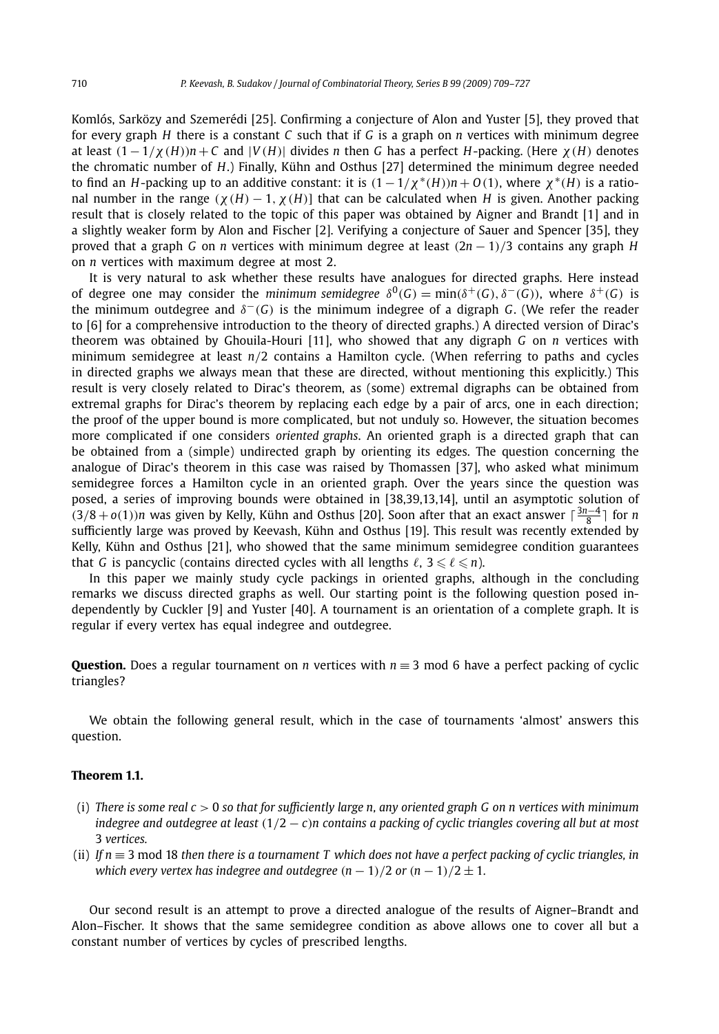Komlós, Sarközy and Szemerédi [25]. Confirming a conjecture of Alon and Yuster [5], they proved that for every graph $H$ there is a constant $C$ such that if $G$ is a graph on $n$ vertices with minimum degree at least $(1 - 1/\chi(H))n + C$ and $|V(H)|$ divides $n$ then $G$ has a perfect $H$-packing. (Here $\chi(H)$ denotes the chromatic number of $H$.) Finally, Kühn and Osthus [27] determined the minimum degree needed to find an $H$-packing up to an additive constant: it is $(1 - 1/\chi^*(H))n + O(1)$, where $\chi^*(H)$ is a rational number in the range $(\chi(H) - 1, \chi(H)]$ that can be calculated when $H$ is given. Another packing result that is closely related to the topic of this paper was obtained by Aigner and Brandt [1] and in a slightly weaker form by Alon and Fischer [2]. Verifying a conjecture of Sauer and Spencer [35], they proved that a graph $G$ on $n$ vertices with minimum degree at least $(2n - 1)/3$ contains any graph $H$ on $n$ vertices with maximum degree at most 2.

It is very natural to ask whether these results have analogues for directed graphs. Here instead of degree one may consider the *minimum semidegree* $\delta^0(G) = \min(\delta^+(G), \delta^-(G))$, where $\delta^+(G)$ is the minimum outdegree and $\delta^-(G)$ is the minimum indegree of a digraph $G$. (We refer the reader to [6] for a comprehensive introduction to the theory of directed graphs.) A directed version of Dirac's theorem was obtained by Ghouila-Houri [11], who showed that any digraph $G$ on $n$ vertices with minimum semidegree at least $n/2$ contains a Hamilton cycle. (When referring to paths and cycles in directed graphs we always mean that these are directed, without mentioning this explicitly.) This result is very closely related to Dirac's theorem, as (some) extremal digraphs can be obtained from extremal graphs for Dirac's theorem by replacing each edge by a pair of arcs, one in each direction; the proof of the upper bound is more complicated, but not unduly so. However, the situation becomes more complicated if one considers *oriented graphs*. An oriented graph is a directed graph that can be obtained from a (simple) undirected graph by orienting its edges. The question concerning the analogue of Dirac's theorem in this case was raised by Thomassen [37], who asked what minimum semidegree forces a Hamilton cycle in an oriented graph. Over the years since the question was posed, a series of improving bounds were obtained in [38,39,13,14], until an asymptotic solution of $(3/8 + o(1))n$ was given by Kelly, Kühn and Osthus [20]. Soon after that an exact answer $\lceil \frac{3n-4}{8} \rceil$ for $n$ sufficiently large was proved by Keevash, Kühn and Osthus [19]. This result was recently extended by Kelly, Kühn and Osthus [21], who showed that the same minimum semidegree condition guarantees that $G$ is pancyclic (contains directed cycles with all lengths $\ell$, $3 \leqslant \ell \leqslant n$).

In this paper we mainly study cycle packings in oriented graphs, although in the concluding remarks we discuss directed graphs as well. Our starting point is the following question posed independently by Cuckler [9] and Yuster [40]. A tournament is an orientation of a complete graph. It is regular if every vertex has equal indegree and outdegree.

**Question.** Does a regular tournament on $n$ vertices with $n \equiv 3 \bmod 6$ have a perfect packing of cyclic triangles?

We obtain the following general result, which in the case of tournaments 'almost' answers this question.

**Theorem 1.1.**

(i) *There is some real $c > 0$ so that for sufficiently large $n$, any oriented graph $G$ on $n$ vertices with minimum indegree and outdegree at least $(1/2 - c)n$ contains a packing of cyclic triangles covering all but at most 3 vertices.*

(ii) *If $n \equiv 3 \bmod 18$ then there is a tournament $T$ which does not have a perfect packing of cyclic triangles, in which every vertex has indegree and outdegree $(n - 1)/2$ or $(n - 1)/2 \pm 1$.*

Our second result is an attempt to prove a directed analogue of the results of Aigner–Brandt and Alon–Fischer. It shows that the same semidegree condition as above allows one to cover all but a constant number of vertices by cycles of prescribed lengths.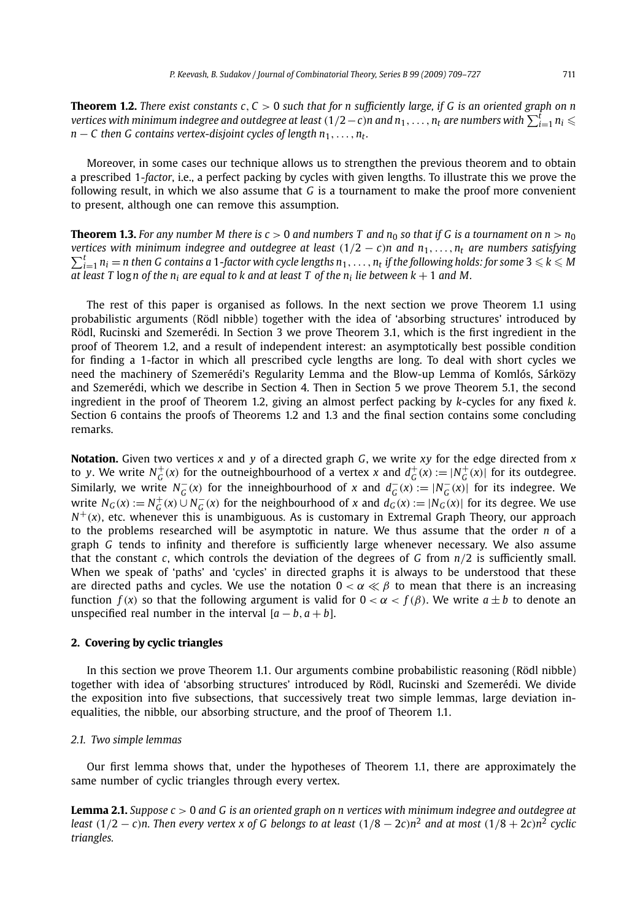**Theorem 1.2.** *There exist constants $c, C > 0$ such that for $n$ sufficiently large, if $G$ is an oriented graph on $n$ vertices with minimum indegree and outdegree at least $(1/2 - c)n$ and $n_1, \dots, n_t$ are numbers with $\sum_{i=1}^{t} n_i \leqslant n - C$ then $G$ contains vertex-disjoint cycles of length $n_1, \dots, n_t$.*

Moreover, in some cases our technique allows us to strengthen the previous theorem and to obtain a prescribed 1-*factor*, i.e., a perfect packing by cycles with given lengths. To illustrate this we prove the following result, in which we also assume that $G$ is a tournament to make the proof more convenient to present, although one can remove this assumption.

**Theorem 1.3.** *For any number $M$ there is $c > 0$ and numbers $T$ and $n_0$ so that if $G$ is a tournament on $n > n_0$ vertices with minimum indegree and outdegree at least $(1/2 - c)n$ and $n_1, \dots, n_t$ are numbers satisfying $\sum_{i=1}^{t} n_i = n$ then $G$ contains a 1-factor with cycle lengths $n_1, \dots, n_t$ if the following holds: for some $3 \leqslant k \leqslant M$ at least $T \log n$ of the $n_i$ are equal to $k$ and at least $T$ of the $n_i$ lie between $k + 1$ and $M$.*

The rest of this paper is organised as follows. In the next section we prove Theorem 1.1 using probabilistic arguments (Rödl nibble) together with the idea of 'absorbing structures' introduced by Rödl, Rucinski and Szemerédi. In Section 3 we prove Theorem 3.1, which is the first ingredient in the proof of Theorem 1.2, and a result of independent interest: an asymptotically best possible condition for finding a 1-factor in which all prescribed cycle lengths are long. To deal with short cycles we need the machinery of Szemerédi's Regularity Lemma and the Blow-up Lemma of Komlós, Sárközy and Szemerédi, which we describe in Section 4. Then in Section 5 we prove Theorem 5.1, the second ingredient in the proof of Theorem 1.2, giving an almost perfect packing by $k$-cycles for any fixed $k$. Section 6 contains the proofs of Theorems 1.2 and 1.3 and the final section contains some concluding remarks.

**Notation.** Given two vertices $x$ and $y$ of a directed graph $G$, we write $xy$ for the edge directed from $x$ to $y$. We write $N_G^+(x)$ for the outneighbourhood of a vertex $x$ and $d_G^+(x) := |N_G^+(x)|$ for its outdegree. Similarly, we write $N_G^-(x)$ for the inneighbourhood of $x$ and $d_G^-(x) := |N_G^-(x)|$ for its indegree. We write $N_G(x) := N_G^+(x) \cup N_G^-(x)$ for the neighbourhood of $x$ and $d_G(x) := |N_G(x)|$ for its degree. We use $N^+(x)$, etc. whenever this is unambiguous. As is customary in Extremal Graph Theory, our approach to the problems researched will be asymptotic in nature. We thus assume that the order $n$ of a graph $G$ tends to infinity and therefore is sufficiently large whenever necessary. We also assume that the constant $c$, which controls the deviation of the degrees of $G$ from $n/2$ is sufficiently small. When we speak of 'paths' and 'cycles' in directed graphs it is always to be understood that these are directed paths and cycles. We use the notation $0 < \alpha \ll \beta$ to mean that there is an increasing function $f(x)$ so that the following argument is valid for $0 < \alpha < f(\beta)$. We write $a \pm b$ to denote an unspecified real number in the interval $[a - b, a + b]$.

## 2. Covering by cyclic triangles

In this section we prove Theorem 1.1. Our arguments combine probabilistic reasoning (Rödl nibble) together with idea of 'absorbing structures' introduced by Rödl, Rucinski and Szemerédi. We divide the exposition into five subsections, that successively treat two simple lemmas, large deviation inequalities, the nibble, our absorbing structure, and the proof of Theorem 1.1.

### 2.1. Two simple lemmas

Our first lemma shows that, under the hypotheses of Theorem 1.1, there are approximately the same number of cyclic triangles through every vertex.

**Lemma 2.1.** *Suppose $c > 0$ and $G$ is an oriented graph on $n$ vertices with minimum indegree and outdegree at least $(1/2 - c)n$. Then every vertex $x$ of $G$ belongs to at least $(1/8 - 2c)n^2$ and at most $(1/8 + 2c)n^2$ cyclic triangles.*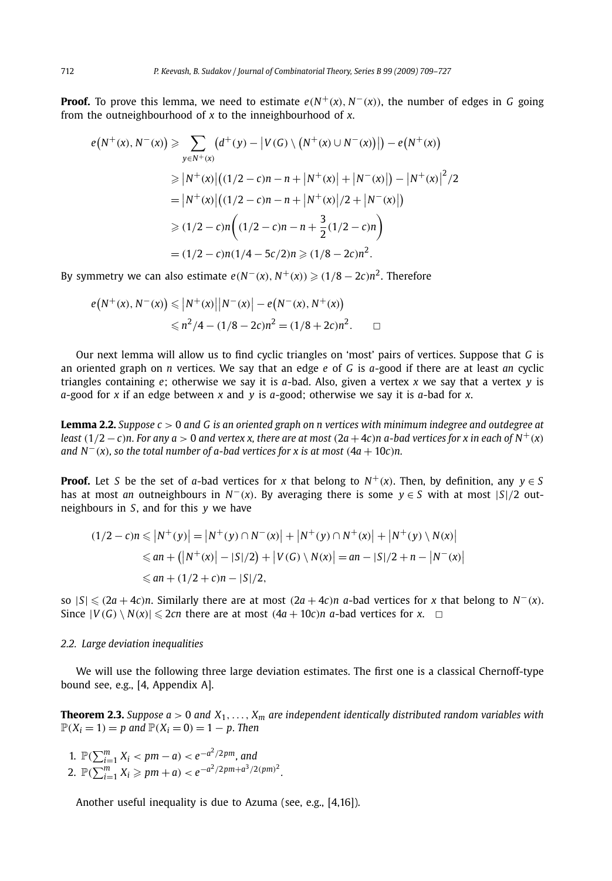**Proof.** To prove this lemma, we need to estimate $e(N^+(x), N^-(x))$, the number of edges in $G$ going from the outneighbourhood of $x$ to the inneighbourhood of $x$.

$$
\begin{aligned}
e\big(N^+(x), N^-(x)\big) &\geqslant \sum_{y \in N^+(x)} \big(d^+(y) - \big|V(G) \setminus \big(N^+(x) \cup N^-(x)\big)\big|\big) - e\big(N^+(x)\big) \\
&\geqslant \big|N^+(x)\big|\big((1/2 - c)n - n + \big|N^+(x)\big| + \big|N^-(x)\big|\big) - \big|N^+(x)\big|^2/2 \\
&= \big|N^+(x)\big|\big((1/2 - c)n - n + \big|N^+(x)\big|/2 + \big|N^-(x)\big|\big) \\
&\geqslant (1/2 - c)n\left((1/2 - c)n - n + \frac{3}{2}(1/2 - c)n\right) \\
&= (1/2 - c)n(1/4 - 5c/2)n \geqslant (1/8 - 2c)n^2.
\end{aligned}
$$

By symmetry we can also estimate $e(N^-(x), N^+(x)) \geqslant (1/8 - 2c)n^2$. Therefore

$$
\begin{aligned}
e\big(N^+(x), N^-(x)\big) &\leqslant \big|N^+(x)\big|\big|N^-(x)\big| - e\big(N^-(x), N^+(x)\big) \\
&\leqslant n^2/4 - (1/8 - 2c)n^2 = (1/8 + 2c)n^2. \qquad \square
\end{aligned}
$$

Our next lemma will allow us to find cyclic triangles on 'most' pairs of vertices. Suppose that $G$ is an oriented graph on $n$ vertices. We say that an edge $e$ of $G$ is $a$-good if there are at least $an$ cyclic triangles containing $e$; otherwise we say it is $a$-bad. Also, given a vertex $x$ we say that a vertex $y$ is $a$-good for $x$ if an edge between $x$ and $y$ is $a$-good; otherwise we say it is $a$-bad for $x$.

**Lemma 2.2.** *Suppose $c > 0$ and $G$ is an oriented graph on $n$ vertices with minimum indegree and outdegree at least $(1/2 - c)n$. For any $a > 0$ and vertex $x$, there are at most $(2a + 4c)n$ $a$-bad vertices for $x$ in each of $N^+(x)$ and $N^-(x)$, so the total number of $a$-bad vertices for $x$ is at most $(4a + 10c)n$.*

**Proof.** Let $S$ be the set of $a$-bad vertices for $x$ that belong to $N^+(x)$. Then, by definition, any $y \in S$ has at most $an$ outneighbours in $N^-(x)$. By averaging there is some $y \in S$ with at most $|S|/2$ outneighbours in $S$, and for this $y$ we have

$$
\begin{aligned}
(1/2 - c)n \leqslant \big|N^+(y)\big| &= \big|N^+(y) \cap N^-(x)\big| + \big|N^+(y) \cap N^+(x)\big| + \big|N^+(y) \setminus N(x)\big| \\
&\leqslant an + \big(\big|N^+(x)\big| - |S|/2\big) + \big|V(G) \setminus N(x)\big| = an - |S|/2 + n - \big|N^-(x)\big| \\
&\leqslant an + (1/2 + c)n - |S|/2,
\end{aligned}
$$

so $|S| \leqslant (2a + 4c)n$. Similarly there are at most $(2a + 4c)n$ $a$-bad vertices for $x$ that belong to $N^-(x)$. Since $|V(G) \setminus N(x)| \leqslant 2cn$ there are at most $(4a + 10c)n$ $a$-bad vertices for $x$. $\square$

### 2.2. Large deviation inequalities

We will use the following three large deviation estimates. The first one is a classical Chernoff-type bound see, e.g., [4, Appendix A].

**Theorem 2.3.** *Suppose $a > 0$ and $X_1, \ldots, X_m$ are independent identically distributed random variables with $\mathbb{P}(X_i = 1) = p$ and $\mathbb{P}(X_i = 0) = 1 - p$. Then*

1. $\mathbb{P}(\sum_{i=1}^m X_i < pm - a) < e^{-a^2/2pm}$, *and*
2. $\mathbb{P}(\sum_{i=1}^m X_i \geqslant pm + a) < e^{-a^2/2pm + a^3/2(pm)^2}$.

Another useful inequality is due to Azuma (see, e.g., [4,16]).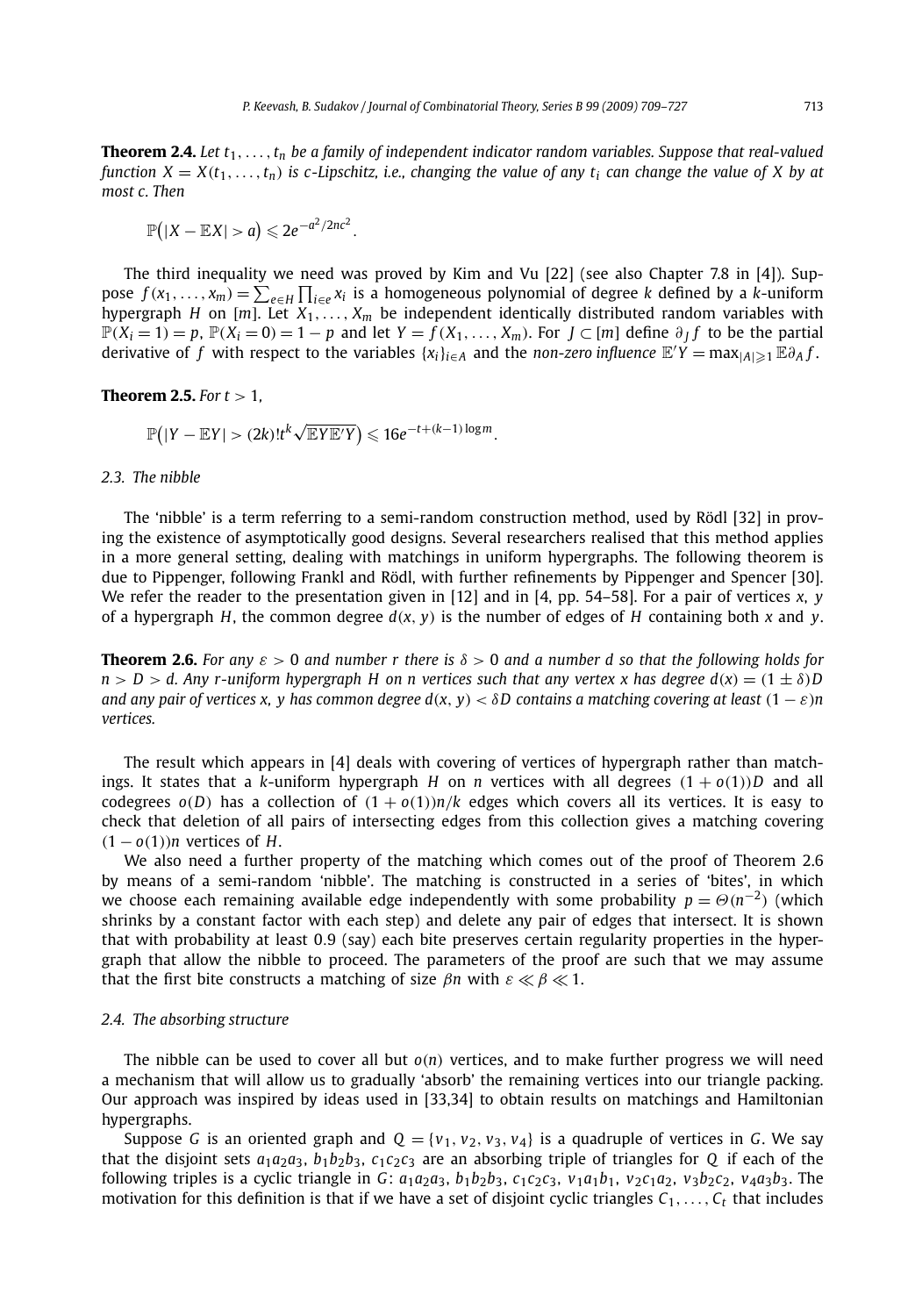**Theorem 2.4.** *Let $t_1, \dots, t_n$ be a family of independent indicator random variables. Suppose that real-valued function $X = X(t_1, \dots, t_n)$ is $c$-Lipschitz, i.e., changing the value of any $t_i$ can change the value of $X$ by at most $c$. Then*

$$\mathbb{P}\big(|X - \mathbb{E}X| > a\big) \leqslant 2e^{-a^2/2nc^2}.$$

The third inequality we need was proved by Kim and Vu [22] (see also Chapter 7.8 in [4]). Suppose $f(x_1, \dots, x_m) = \sum_{e \in H} \prod_{i \in e} x_i$ is a homogeneous polynomial of degree $k$ defined by a $k$-uniform hypergraph $H$ on $[m]$. Let $X_1, \dots, X_m$ be independent identically distributed random variables with $\mathbb{P}(X_i = 1) = p$, $\mathbb{P}(X_i = 0) = 1 - p$ and let $Y = f(X_1, \dots, X_m)$. For $J \subset [m]$ define $\partial_J f$ to be the partial derivative of $f$ with respect to the variables $\{x_i\}_{i \in A}$ and the *non-zero influence* $\mathbb{E}'Y = \max_{|A| \geqslant 1} \mathbb{E}\partial_A f$.

**Theorem 2.5.** *For $t > 1$,*

$$\mathbb{P}\big(|Y - \mathbb{E}Y| > (2k)!t^k\sqrt{\mathbb{E}Y\mathbb{E}'Y}\big) \leqslant 16e^{-t+(k-1)\log m}.$$

### 2.3. The nibble

The 'nibble' is a term referring to a semi-random construction method, used by Rödl [32] in proving the existence of asymptotically good designs. Several researchers realised that this method applies in a more general setting, dealing with matchings in uniform hypergraphs. The following theorem is due to Pippenger, following Frankl and Rödl, with further refinements by Pippenger and Spencer [30]. We refer the reader to the presentation given in [12] and in [4, pp. 54–58]. For a pair of vertices $x$, $y$ of a hypergraph $H$, the common degree $d(x, y)$ is the number of edges of $H$ containing both $x$ and $y$.

**Theorem 2.6.** *For any $\varepsilon > 0$ and number $r$ there is $\delta > 0$ and a number $d$ so that the following holds for $n > D > d$. Any $r$-uniform hypergraph $H$ on $n$ vertices such that any vertex $x$ has degree $d(x) = (1 \pm \delta)D$ and any pair of vertices $x$, $y$ has common degree $d(x, y) < \delta D$ contains a matching covering at least $(1 - \varepsilon)n$ vertices.*

The result which appears in [4] deals with covering of vertices of hypergraph rather than matchings. It states that a $k$-uniform hypergraph $H$ on $n$ vertices with all degrees $(1 + o(1))D$ and all codegrees $o(D)$ has a collection of $(1 + o(1))n/k$ edges which covers all its vertices. It is easy to check that deletion of all pairs of intersecting edges from this collection gives a matching covering $(1 - o(1))n$ vertices of $H$.

We also need a further property of the matching which comes out of the proof of Theorem 2.6 by means of a semi-random 'nibble'. The matching is constructed in a series of 'bites', in which we choose each remaining available edge independently with some probability $p = \Theta(n^{-2})$ (which shrinks by a constant factor with each step) and delete any pair of edges that intersect. It is shown that with probability at least 0.9 (say) each bite preserves certain regularity properties in the hypergraph that allow the nibble to proceed. The parameters of the proof are such that we may assume that the first bite constructs a matching of size $\beta n$ with $\varepsilon \ll \beta \ll 1$.

### 2.4. The absorbing structure

The nibble can be used to cover all but $o(n)$ vertices, and to make further progress we will need a mechanism that will allow us to gradually 'absorb' the remaining vertices into our triangle packing. Our approach was inspired by ideas used in [33,34] to obtain results on matchings and Hamiltonian hypergraphs.

Suppose $G$ is an oriented graph and $Q = \{v_1, v_2, v_3, v_4\}$ is a quadruple of vertices in $G$. We say that the disjoint sets $a_1a_2a_3$, $b_1b_2b_3$, $c_1c_2c_3$ are an absorbing triple of triangles for $Q$ if each of the following triples is a cyclic triangle in $G$: $a_1a_2a_3$, $b_1b_2b_3$, $c_1c_2c_3$, $v_1a_1b_1$, $v_2c_1a_2$, $v_3b_2c_2$, $v_4a_3b_3$. The motivation for this definition is that if we have a set of disjoint cyclic triangles $C_1, \dots, C_t$ that includes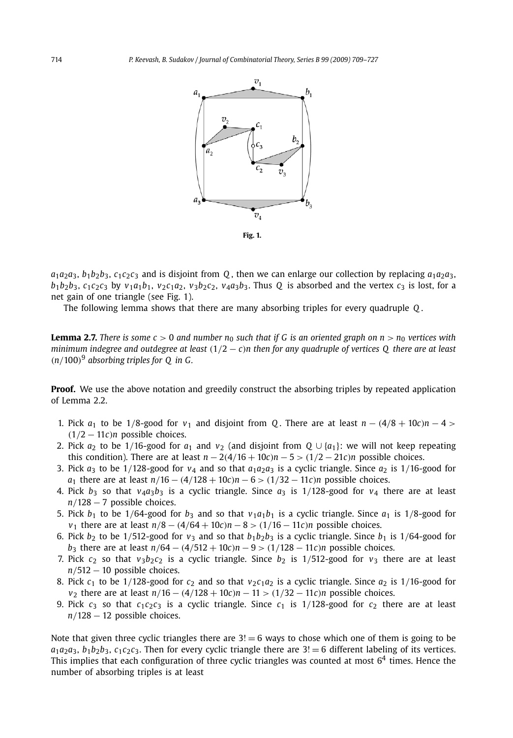Fig. 1.

$a_1a_2a_3$, $b_1b_2b_3$, $c_1c_2c_3$ and is disjoint from $Q$, then we can enlarge our collection by replacing $a_1a_2a_3$, $b_1b_2b_3$, $c_1c_2c_3$ by $v_1a_1b_1$, $v_2c_1a_2$, $v_3b_2c_2$, $v_4a_3b_3$. Thus $Q$ is absorbed and the vertex $c_3$ is lost, for a net gain of one triangle (see Fig. 1).

The following lemma shows that there are many absorbing triples for every quadruple $Q$.

**Lemma 2.7.** *There is some $c > 0$ and number $n_0$ such that if $G$ is an oriented graph on $n > n_0$ vertices with minimum indegree and outdegree at least $(1/2 - c)n$ then for any quadruple of vertices $Q$ there are at least $(n/100)^9$ absorbing triples for $Q$ in $G$.*

**Proof.** We use the above notation and greedily construct the absorbing triples by repeated application of Lemma 2.2.

1. Pick $a_1$ to be $1/8$-good for $v_1$ and disjoint from $Q$. There are at least $n - (4/8 + 10c)n - 4 > (1/2 - 11c)n$ possible choices.
2. Pick $a_2$ to be $1/16$-good for $a_1$ and $v_2$ (and disjoint from $Q \cup \{a_1\}$: we will not keep repeating this condition). There are at least $n - 2(4/16 + 10c)n - 5 > (1/2 - 21c)n$ possible choices.
3. Pick $a_3$ to be $1/128$-good for $v_4$ and so that $a_1a_2a_3$ is a cyclic triangle. Since $a_2$ is $1/16$-good for $a_1$ there are at least $n/16 - (4/128 + 10c)n - 6 > (1/32 - 11c)n$ possible choices.
4. Pick $b_3$ so that $v_4a_3b_3$ is a cyclic triangle. Since $a_3$ is $1/128$-good for $v_4$ there are at least $n/128 - 7$ possible choices.
5. Pick $b_1$ to be $1/64$-good for $b_3$ and so that $v_1a_1b_1$ is a cyclic triangle. Since $a_1$ is $1/8$-good for $v_1$ there are at least $n/8 - (4/64 + 10c)n - 8 > (1/16 - 11c)n$ possible choices.
6. Pick $b_2$ to be $1/512$-good for $v_3$ and so that $b_1b_2b_3$ is a cyclic triangle. Since $b_1$ is $1/64$-good for $b_3$ there are at least $n/64 - (4/512 + 10c)n - 9 > (1/128 - 11c)n$ possible choices.
7. Pick $c_2$ so that $v_3b_2c_2$ is a cyclic triangle. Since $b_2$ is $1/512$-good for $v_3$ there are at least $n/512 - 10$ possible choices.
8. Pick $c_1$ to be $1/128$-good for $c_2$ and so that $v_2c_1a_2$ is a cyclic triangle. Since $a_2$ is $1/16$-good for $v_2$ there are at least $n/16 - (4/128 + 10c)n - 11 > (1/32 - 11c)n$ possible choices.
9. Pick $c_3$ so that $c_1c_2c_3$ is a cyclic triangle. Since $c_1$ is $1/128$-good for $c_2$ there are at least $n/128 - 12$ possible choices.

Note that given three cyclic triangles there are $3! = 6$ ways to chose which one of them is going to be $a_1a_2a_3$, $b_1b_2b_3$, $c_1c_2c_3$. Then for every cyclic triangle there are $3! = 6$ different labeling of its vertices. This implies that each configuration of three cyclic triangles was counted at most $6^4$ times. Hence the number of absorbing triples is at least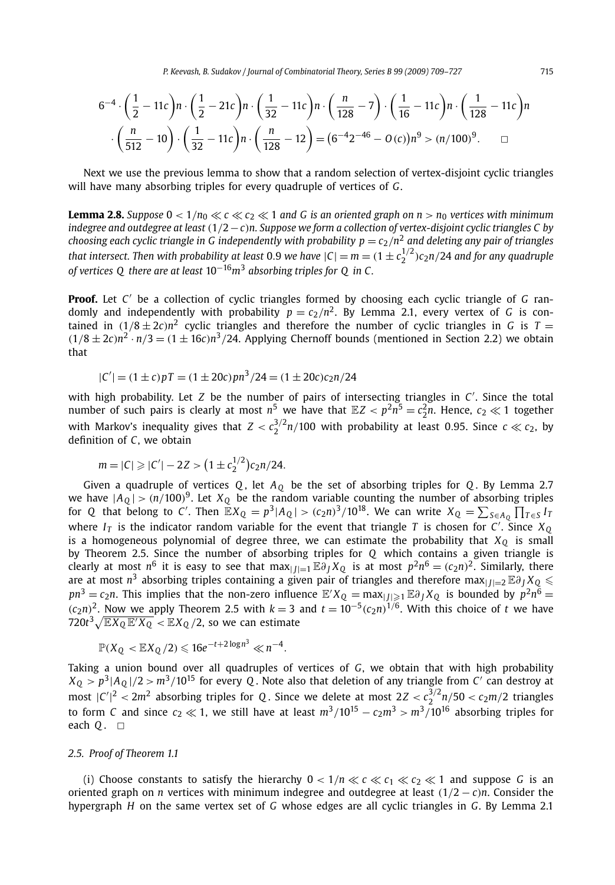$$6^{-4} \cdot \left(\frac{1}{2} - 11c\right)n \cdot \left(\frac{1}{2} - 21c\right)n \cdot \left(\frac{1}{32} - 11c\right)n \cdot \left(\frac{n}{128} - 7\right) \cdot \left(\frac{1}{16} - 11c\right)n \cdot \left(\frac{1}{128} - 11c\right)n$$
$$\cdot \left(\frac{n}{512} - 10\right) \cdot \left(\frac{1}{32} - 11c\right)n \cdot \left(\frac{n}{128} - 12\right) = \left(6^{-4}2^{-46} - O(c)\right)n^9 > (n/100)^9. \qquad \square$$

Next we use the previous lemma to show that a random selection of vertex-disjoint cyclic triangles will have many absorbing triples for every quadruple of vertices of $G$.

**Lemma 2.8.** *Suppose $0 < 1/n_0 \ll c \ll c_2 \ll 1$ and $G$ is an oriented graph on $n > n_0$ vertices with minimum indegree and outdegree at least $(1/2 - c)n$. Suppose we form a collection of vertex-disjoint cyclic triangles $C$ by choosing each cyclic triangle in $G$ independently with probability $p = c_2/n^2$ and deleting any pair of triangles that intersect. Then with probability at least 0.9 we have $|C| = m = (1 \pm c_2^{1/2})c_2 n/24$ and for any quadruple of vertices $Q$ there are at least $10^{-16}m^3$ absorbing triples for $Q$ in $C$.*

**Proof.** Let $C'$ be a collection of cyclic triangles formed by choosing each cyclic triangle of $G$ randomly and independently with probability $p = c_2/n^2$. By Lemma 2.1, every vertex of $G$ is contained in $(1/8 \pm 2c)n^2$ cyclic triangles and therefore the number of cyclic triangles in $G$ is $T = (1/8 \pm 2c)n^2 \cdot n/3 = (1 \pm 16c)n^3/24$. Applying Chernoff bounds (mentioned in Section 2.2) we obtain that

$$|C'| = (1 \pm c)pT = (1 \pm 20c)pn^3/24 = (1 \pm 20c)c_2 n/24$$

with high probability. Let $Z$ be the number of pairs of intersecting triangles in $C'$. Since the total number of such pairs is clearly at most $n^5$ we have that $\mathbb{E}Z < p^2 n^5 = c_2^2 n$. Hence, $c_2 \ll 1$ together with Markov's inequality gives that $Z < c_2^{3/2} n/100$ with probability at least 0.95. Since $c \ll c_2$, by definition of $C$, we obtain

$$m = |C| \geqslant |C'| - 2Z > \left(1 \pm c_2^{1/2}\right)c_2 n/24.$$

Given a quadruple of vertices $Q$, let $A_Q$ be the set of absorbing triples for $Q$. By Lemma 2.7 we have $|A_Q| > (n/100)^9$. Let $X_Q$ be the random variable counting the number of absorbing triples for $Q$ that belong to $C'$. Then $\mathbb{E}X_Q = p^3|A_Q| > (c_2 n)^3/10^{18}$. We can write $X_Q = \sum_{S \in A_Q} \prod_{T \in S} I_T$ where $I_T$ is the indicator random variable for the event that triangle $T$ is chosen for $C'$. Since $X_Q$ is a homogeneous polynomial of degree three, we can estimate the probability that $X_Q$ is small by Theorem 2.5. Since the number of absorbing triples for $Q$ which contains a given triangle is clearly at most $n^6$ it is easy to see that $\max_{|J|=1} \mathbb{E}\partial_J X_Q$ is at most $p^2 n^6 = (c_2 n)^2$. Similarly, there are at most $n^3$ absorbing triples containing a given pair of triangles and therefore $\max_{|J|=2} \mathbb{E}\partial_J X_Q \leqslant pn^3 = c_2 n$. This implies that the non-zero influence $\mathbb{E}'X_Q = \max_{|J|\geqslant 1} \mathbb{E}\partial_J X_Q$ is bounded by $p^2 n^6 = (c_2 n)^2$. Now we apply Theorem 2.5 with $k = 3$ and $t = 10^{-5}(c_2 n)^{1/6}$. With this choice of $t$ we have $720 t^3 \sqrt{\mathbb{E}X_Q \mathbb{E}'X_Q} < \mathbb{E}X_Q/2$, so we can estimate

$$\mathbb{P}(X_Q < \mathbb{E}X_Q/2) \leqslant 16e^{-t + 2\log n^3} \ll n^{-4}.$$

Taking a union bound over all quadruples of vertices of $G$, we obtain that with high probability $X_Q > p^3|A_Q|/2 > m^3/10^{15}$ for every $Q$. Note also that deletion of any triangle from $C'$ can destroy at most $|C'|^2 < 2m^2$ absorbing triples for $Q$. Since we delete at most $2Z < c_2^{3/2}n/50 < c_2 m/2$ triangles to form $C$ and since $c_2 \ll 1$, we still have at least $m^3/10^{15} - c_2 m^3 > m^3/10^{16}$ absorbing triples for each $Q$. $\square$

### 2.5. Proof of Theorem 1.1

(i) Choose constants to satisfy the hierarchy $0 < 1/n \ll c \ll c_1 \ll c_2 \ll 1$ and suppose $G$ is an oriented graph on $n$ vertices with minimum indegree and outdegree at least $(1/2 - c)n$. Consider the hypergraph $H$ on the same vertex set of $G$ whose edges are all cyclic triangles in $G$. By Lemma 2.1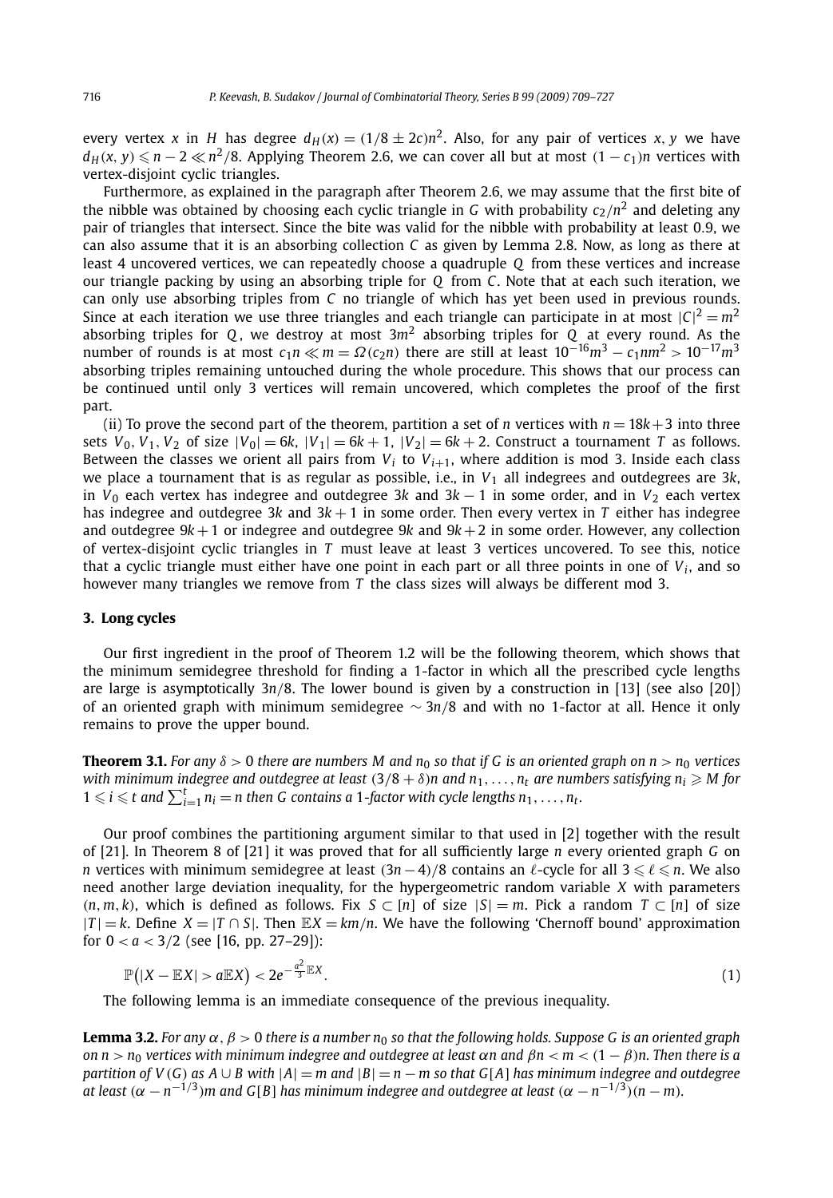every vertex $x$ in $H$ has degree $d_H(x) = (1/8 \pm 2c)n^2$. Also, for any pair of vertices $x, y$ we have $d_H(x, y) \leqslant n - 2 \ll n^2/8$. Applying Theorem 2.6, we can cover all but at most $(1 - c_1)n$ vertices with vertex-disjoint cyclic triangles.

Furthermore, as explained in the paragraph after Theorem 2.6, we may assume that the first bite of the nibble was obtained by choosing each cyclic triangle in $G$ with probability $c_2/n^2$ and deleting any pair of triangles that intersect. Since the bite was valid for the nibble with probability at least 0.9, we can also assume that it is an absorbing collection $C$ as given by Lemma 2.8. Now, as long as there at least 4 uncovered vertices, we can repeatedly choose a quadruple $Q$ from these vertices and increase our triangle packing by using an absorbing triple for $Q$ from $C$. Note that at each such iteration, we can only use absorbing triples from $C$ no triangle of which has yet been used in previous rounds. Since at each iteration we use three triangles and each triangle can participate in at most $|C|^2 = m^2$ absorbing triples for $Q$, we destroy at most $3m^2$ absorbing triples for $Q$ at every round. As the number of rounds is at most $c_1 n \ll m = \Omega(c_2 n)$ there are still at least $10^{-16}m^3 - c_1 nm^2 > 10^{-17}m^3$ absorbing triples remaining untouched during the whole procedure. This shows that our process can be continued until only 3 vertices will remain uncovered, which completes the proof of the first part.

(ii) To prove the second part of the theorem, partition a set of $n$ vertices with $n = 18k+3$ into three sets $V_0, V_1, V_2$ of size $|V_0| = 6k$, $|V_1| = 6k + 1$, $|V_2| = 6k + 2$. Construct a tournament $T$ as follows. Between the classes we orient all pairs from $V_i$ to $V_{i+1}$, where addition is mod 3. Inside each class we place a tournament that is as regular as possible, i.e., in $V_1$ all indegrees and outdegrees are $3k$, in $V_0$ each vertex has indegree and outdegree $3k$ and $3k - 1$ in some order, and in $V_2$ each vertex has indegree and outdegree $3k$ and $3k + 1$ in some order. Then every vertex in $T$ either has indegree and outdegree $9k + 1$ or indegree and outdegree $9k$ and $9k + 2$ in some order. However, any collection of vertex-disjoint cyclic triangles in $T$ must leave at least 3 vertices uncovered. To see this, notice that a cyclic triangle must either have one point in each part or all three points in one of $V_i$, and so however many triangles we remove from $T$ the class sizes will always be different mod 3.

## 3. Long cycles

Our first ingredient in the proof of Theorem 1.2 will be the following theorem, which shows that the minimum semidegree threshold for finding a 1-factor in which all the prescribed cycle lengths are large is asymptotically $3n/8$. The lower bound is given by a construction in [13] (see also [20]) of an oriented graph with minimum semidegree $\sim 3n/8$ and with no 1-factor at all. Hence it only remains to prove the upper bound.

**Theorem 3.1.** *For any $\delta > 0$ there are numbers $M$ and $n_0$ so that if $G$ is an oriented graph on $n > n_0$ vertices with minimum indegree and outdegree at least $(3/8 + \delta)n$ and $n_1, \dots, n_t$ are numbers satisfying $n_i \geqslant M$ for $1 \leqslant i \leqslant t$ and $\sum_{i=1}^t n_i = n$ then $G$ contains a 1-factor with cycle lengths $n_1, \dots, n_t$.*

Our proof combines the partitioning argument similar to that used in [2] together with the result of [21]. In Theorem 8 of [21] it was proved that for all sufficiently large $n$ every oriented graph $G$ on $n$ vertices with minimum semidegree at least $(3n-4)/8$ contains an $\ell$-cycle for all $3 \leqslant \ell \leqslant n$. We also need another large deviation inequality, for the hypergeometric random variable $X$ with parameters $(n, m, k)$, which is defined as follows. Fix $S \subset [n]$ of size $|S| = m$. Pick a random $T \subset [n]$ of size $|T| = k$. Define $X = |T \cap S|$. Then $\mathbb{E}X = km/n$. We have the following 'Chernoff bound' approximation for $0 < a < 3/2$ (see [16, pp. 27–29]):

$$\mathbb{P}\big(|X - \mathbb{E}X| > a\mathbb{E}X\big) < 2e^{-\frac{a^2}{3}\mathbb{E}X}. \tag{1}$$

The following lemma is an immediate consequence of the previous inequality.

**Lemma 3.2.** *For any $\alpha, \beta > 0$ there is a number $n_0$ so that the following holds. Suppose $G$ is an oriented graph on $n > n_0$ vertices with minimum indegree and outdegree at least $\alpha n$ and $\beta n < m < (1 - \beta)n$. Then there is a partition of $V(G)$ as $A \cup B$ with $|A| = m$ and $|B| = n - m$ so that $G[A]$ has minimum indegree and outdegree at least $(\alpha - n^{-1/3})m$ and $G[B]$ has minimum indegree and outdegree at least $(\alpha - n^{-1/3})(n - m)$.*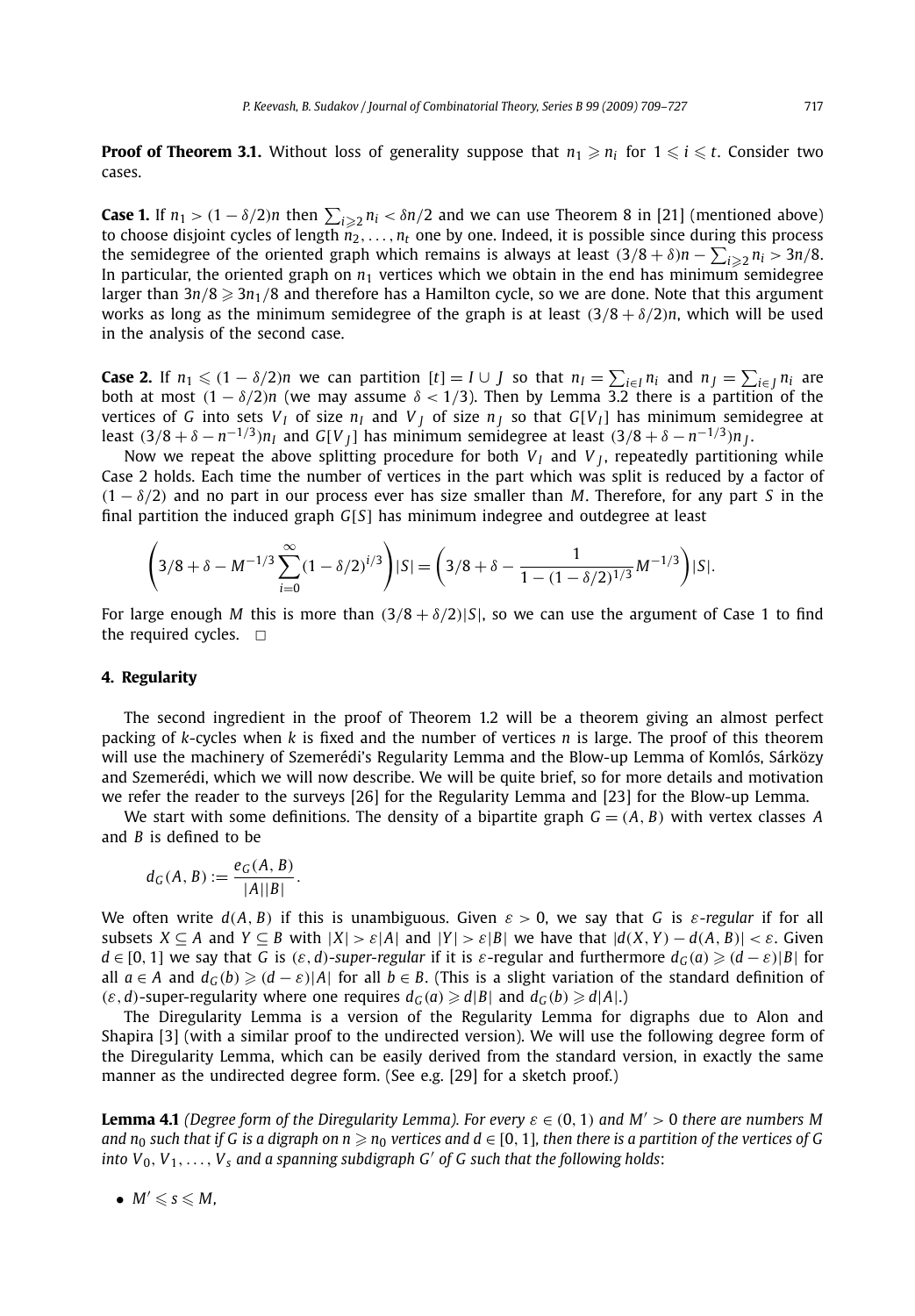**Proof of Theorem 3.1.** Without loss of generality suppose that $n_1 \geqslant n_i$ for $1 \leqslant i \leqslant t$. Consider two cases.

**Case 1.** If $n_1 > (1-\delta/2)n$ then $\sum_{i\geqslant 2} n_i < \delta n/2$ and we can use Theorem 8 in [21] (mentioned above) to choose disjoint cycles of length $n_2, \ldots, n_t$ one by one. Indeed, it is possible since during this process the semidegree of the oriented graph which remains is always at least $(3/8+\delta)n - \sum_{i\geqslant 2} n_i > 3n/8$. In particular, the oriented graph on $n_1$ vertices which we obtain in the end has minimum semidegree larger than $3n/8 \geqslant 3n_1/8$ and therefore has a Hamilton cycle, so we are done. Note that this argument works as long as the minimum semidegree of the graph is at least $(3/8+\delta/2)n$, which will be used in the analysis of the second case.

**Case 2.** If $n_1 \leqslant (1-\delta/2)n$ we can partition $[t] = I \cup J$ so that $n_I = \sum_{i\in I} n_i$ and $n_J = \sum_{i \in J} n_i$ are both at most $(1-\delta/2)n$ (we may assume $\delta < 1/3$). Then by Lemma 3.2 there is a partition of the vertices of $G$ into sets $V_I$ of size $n_I$ and $V_J$ of size $n_J$ so that $G[V_I]$ has minimum semidegree at least $(3/8+\delta - n^{-1/3})n_I$ and $G[V_J]$ has minimum semidegree at least $(3/8+\delta-n^{-1/3})n_J$.

Now we repeat the above splitting procedure for both $V_I$ and $V_J$, repeatedly partitioning while Case 2 holds. Each time the number of vertices in the part which was split is reduced by a factor of $(1-\delta/2)$ and no part in our process ever has size smaller than $M$. Therefore, for any part $S$ in the final partition the induced graph $G[S]$ has minimum indegree and outdegree at least

$$\left(3/8+\delta - M^{-1/3}\sum_{i=0}^{\infty}(1-\delta/2)^{i/3}\right)|S| = \left(3/8+\delta - \frac{1}{1-(1-\delta/2)^{1/3}}M^{-1/3}\right)|S|.$$

For large enough $M$ this is more than $(3/8+\delta/2)|S|$, so we can use the argument of Case 1 to find the required cycles. $\square$

## 4. Regularity

The second ingredient in the proof of Theorem 1.2 will be a theorem giving an almost perfect packing of $k$-cycles when $k$ is fixed and the number of vertices $n$ is large. The proof of this theorem will use the machinery of Szemerédi's Regularity Lemma and the Blow-up Lemma of Komlós, Sárközy and Szemerédi, which we will now describe. We will be quite brief, so for more details and motivation we refer the reader to the surveys [26] for the Regularity Lemma and [23] for the Blow-up Lemma.

We start with some definitions. The density of a bipartite graph $G = (A, B)$ with vertex classes $A$ and $B$ is defined to be

$$d_G(A, B) := \frac{e_G(A, B)}{|A||B|}.$$

We often write $d(A, B)$ if this is unambiguous. Given $\varepsilon > 0$, we say that $G$ is *$\varepsilon$-regular* if for all subsets $X \subseteq A$ and $Y \subseteq B$ with $|X| > \varepsilon|A|$ and $|Y| > \varepsilon|B|$ we have that $|d(X, Y) - d(A, B)| < \varepsilon$. Given $d \in [0, 1]$ we say that $G$ is *$(\varepsilon, d)$-super-regular* if it is $\varepsilon$-regular and furthermore $d_G(a) \geqslant (d-\varepsilon)|B|$ for all $a \in A$ and $d_G(b) \geqslant (d-\varepsilon)|A|$ for all $b \in B$. (This is a slight variation of the standard definition of $(\varepsilon, d)$-super-regularity where one requires $d_G(a) \geqslant d|B|$ and $d_G(b) \geqslant d|A|$.)

The Diregularity Lemma is a version of the Regularity Lemma for digraphs due to Alon and Shapira [3] (with a similar proof to the undirected version). We will use the following degree form of the Diregularity Lemma, which can be easily derived from the standard version, in exactly the same manner as the undirected degree form. (See e.g. [29] for a sketch proof.)

**Lemma 4.1** *(Degree form of the Diregularity Lemma). For every $\varepsilon \in (0, 1)$ and $M' > 0$ there are numbers $M$ and $n_0$ such that if $G$ is a digraph on $n \geqslant n_0$ vertices and $d \in [0, 1]$, then there is a partition of the vertices of $G$ into $V_0, V_1, \ldots, V_s$ and a spanning subdigraph $G'$ of $G$ such that the following holds*:

- $M' \leqslant s \leqslant M$,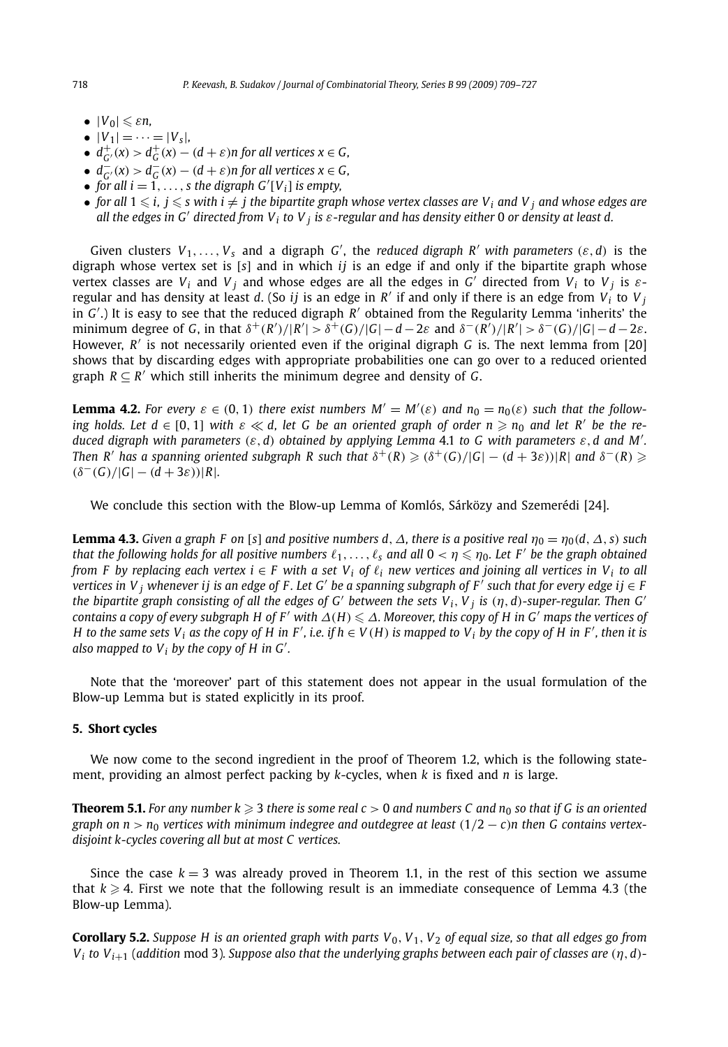- $|V_0| \leqslant \varepsilon n$,
- $|V_1| = \cdots = |V_s|$,
- $d^+_{G'}(x) > d^+_G(x) - (d+\varepsilon)n$ *for all vertices* $x \in G$,
- $d^-_{G'}(x) > d^-_G(x) - (d+\varepsilon)n$ *for all vertices* $x \in G$,
- *for all* $i = 1, \ldots, s$ *the digraph* $G'[V_i]$ *is empty,*
- *for all* $1 \leqslant i, j \leqslant s$ *with* $i \neq j$ *the bipartite graph whose vertex classes are* $V_i$ *and* $V_j$ *and whose edges are all the edges in* $G'$ *directed from* $V_i$ *to* $V_j$ *is* $\varepsilon$*-regular and has density either* 0 *or density at least* $d$.

Given clusters $V_1, \ldots, V_s$ and a digraph $G'$, the *reduced digraph* $R'$ *with parameters* $(\varepsilon, d)$ is the digraph whose vertex set is $[s]$ and in which $ij$ is an edge if and only if the bipartite graph whose vertex classes are $V_i$ and $V_j$ and whose edges are all the edges in $G'$ directed from $V_i$ to $V_j$ is $\varepsilon$-regular and has density at least $d$. (So $ij$ is an edge in $R'$ if and only if there is an edge from $V_i$ to $V_j$ in $G'$.) It is easy to see that the reduced digraph $R'$ obtained from the Regularity Lemma 'inherits' the minimum degree of $G$, in that $\delta^+(R')/|R'| > \delta^+(G)/|G| - d - 2\varepsilon$ and $\delta^-(R')/|R'| > \delta^-(G)/|G| - d - 2\varepsilon$. However, $R'$ is not necessarily oriented even if the original digraph $G$ is. The next lemma from [20] shows that by discarding edges with appropriate probabilities one can go over to a reduced oriented graph $R \subseteq R'$ which still inherits the minimum degree and density of $G$.

**Lemma 4.2.** *For every* $\varepsilon \in (0, 1)$ *there exist numbers* $M' = M'(\varepsilon)$ *and* $n_0 = n_0(\varepsilon)$ *such that the following holds. Let* $d \in [0, 1]$ *with* $\varepsilon \ll d$, *let* $G$ *be an oriented graph of order* $n \geqslant n_0$ *and let* $R'$ *be the reduced digraph with parameters* $(\varepsilon, d)$ *obtained by applying Lemma* 4.1 *to* $G$ *with parameters* $\varepsilon, d$ *and* $M'$. *Then* $R'$ *has a spanning oriented subgraph* $R$ *such that* $\delta^+(R) \geqslant (\delta^+(G)/|G| - (d + 3\varepsilon))|R|$ *and* $\delta^-(R) \geqslant (\delta^-(G)/|G| - (d + 3\varepsilon))|R|$.

We conclude this section with the Blow-up Lemma of Komlós, Sárközy and Szemerédi [24].

**Lemma 4.3.** *Given a graph* $F$ *on* $[s]$ *and positive numbers* $d, \Delta$, *there is a positive real* $\eta_0 = \eta_0(d, \Delta, s)$ *such that the following holds for all positive numbers* $\ell_1, \ldots, \ell_s$ *and all* $0 < \eta \leqslant \eta_0$. *Let* $F'$ *be the graph obtained from* $F$ *by replacing each vertex* $i \in F$ *with a set* $V_i$ *of* $\ell_i$ *new vertices and joining all vertices in* $V_i$ *to all vertices in* $V_j$ *whenever* $ij$ *is an edge of* $F$. *Let* $G'$ *be a spanning subgraph of* $F'$ *such that for every edge* $ij \in F$ *the bipartite graph consisting of all the edges of* $G'$ *between the sets* $V_i, V_j$ *is* $(\eta, d)$*-super-regular. Then* $G'$ *contains a copy of every subgraph* $H$ *of* $F'$ *with* $\Delta(H) \leqslant \Delta$. *Moreover, this copy of* $H$ *in* $G'$ *maps the vertices of* $H$ *to the same sets* $V_i$ *as the copy of* $H$ *in* $F'$, *i.e. if* $h \in V(H)$ *is mapped to* $V_i$ *by the copy of* $H$ *in* $F'$, *then it is also mapped to* $V_i$ *by the copy of* $H$ *in* $G'$.

Note that the 'moreover' part of this statement does not appear in the usual formulation of the Blow-up Lemma but is stated explicitly in its proof.

## 5. Short cycles

We now come to the second ingredient in the proof of Theorem 1.2, which is the following statement, providing an almost perfect packing by $k$-cycles, when $k$ is fixed and $n$ is large.

**Theorem 5.1.** *For any number* $k \geqslant 3$ *there is some real* $c > 0$ *and numbers* $C$ *and* $n_0$ *so that if* $G$ *is an oriented graph on* $n > n_0$ *vertices with minimum indegree and outdegree at least* $(1/2 - c)n$ *then* $G$ *contains vertex-disjoint* $k$*-cycles covering all but at most* $C$ *vertices.*

Since the case $k = 3$ was already proved in Theorem 1.1, in the rest of this section we assume that $k \geqslant 4$. First we note that the following result is an immediate consequence of Lemma 4.3 (the Blow-up Lemma).

**Corollary 5.2.** *Suppose* $H$ *is an oriented graph with parts* $V_0, V_1, V_2$ *of equal size, so that all edges go from* $V_i$ *to* $V_{i+1}$ (*addition* mod 3). *Suppose also that the underlying graphs between each pair of classes are* $(\eta, d)$-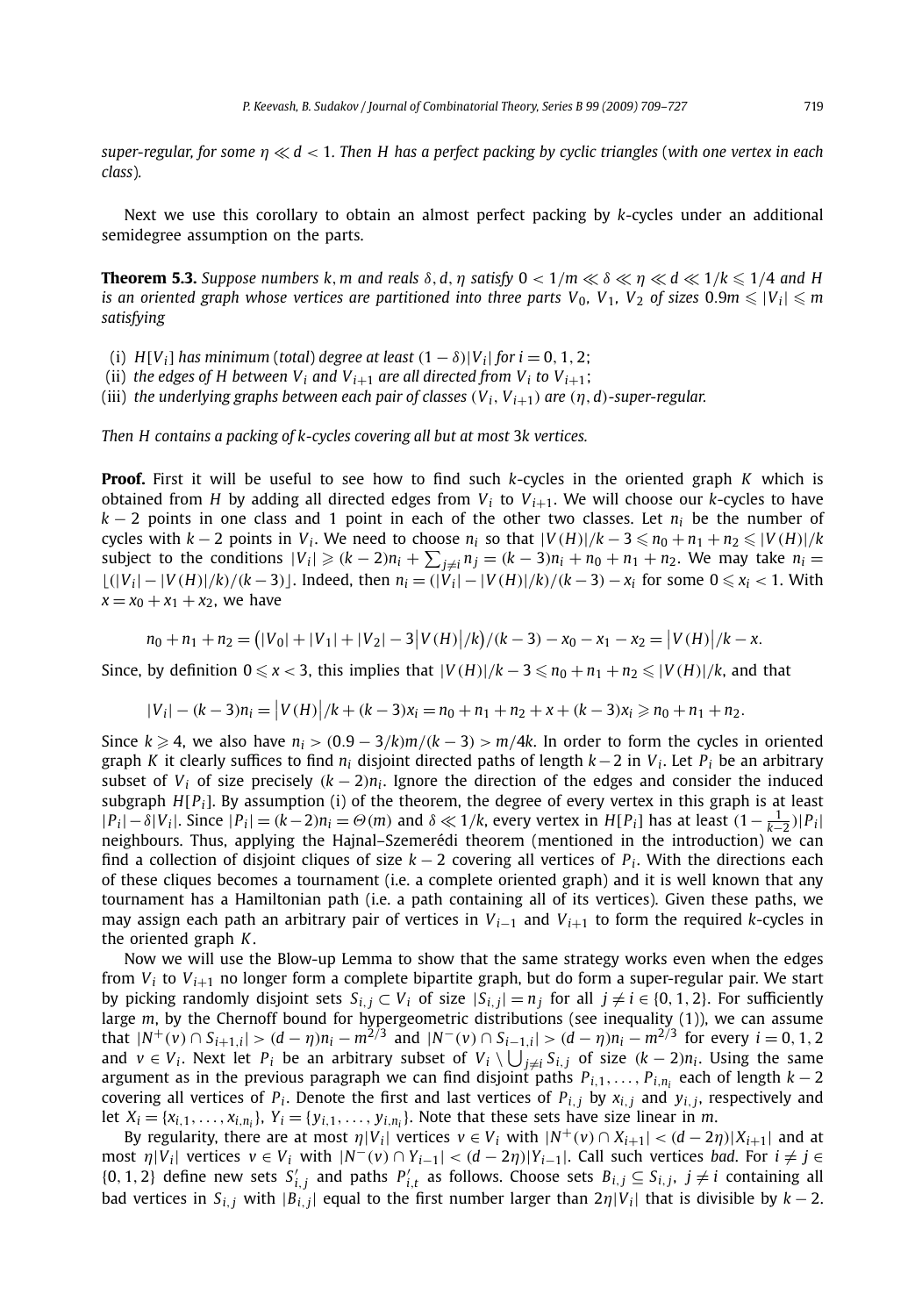*super-regular, for some $\eta \ll d < 1$. Then $H$ has a perfect packing by cyclic triangles (with one vertex in each class).*

Next we use this corollary to obtain an almost perfect packing by $k$-cycles under an additional semidegree assumption on the parts.

**Theorem 5.3.** *Suppose numbers $k, m$ and reals $\delta, d, \eta$ satisfy $0 < 1/m \ll \delta \ll \eta \ll d \ll 1/k \leqslant 1/4$ and $H$ is an oriented graph whose vertices are partitioned into three parts $V_0$, $V_1$, $V_2$ of sizes $0.9m \leqslant |V_i| \leqslant m$ satisfying*

(i) *$H[V_i]$ has minimum (total) degree at least $(1-\delta)|V_i|$ for $i = 0, 1, 2$;*
(ii) *the edges of $H$ between $V_i$ and $V_{i+1}$ are all directed from $V_i$ to $V_{i+1}$;*
(iii) *the underlying graphs between each pair of classes $(V_i, V_{i+1})$ are $(\eta, d)$-super-regular.*

*Then $H$ contains a packing of $k$-cycles covering all but at most $3k$ vertices.*

**Proof.** First it will be useful to see how to find such $k$-cycles in the oriented graph $K$ which is obtained from $H$ by adding all directed edges from $V_i$ to $V_{i+1}$. We will choose our $k$-cycles to have $k-2$ points in one class and 1 point in each of the other two classes. Let $n_i$ be the number of cycles with $k-2$ points in $V_i$. We need to choose $n_i$ so that $|V(H)|/k - 3 \leqslant n_0 + n_1 + n_2 \leqslant |V(H)|/k$ subject to the conditions $|V_i| \geqslant (k-2)n_i + \sum_{j \neq i} n_j = (k-3)n_i + n_0 + n_1 + n_2$. We may take $n_i = \lfloor (|V_i| - |V(H)|/k)/(k-3) \rfloor$. Indeed, then $n_i = (|V_i| - |V(H)|/k)/(k-3) - x_i$ for some $0 \leqslant x_i < 1$. With $x = x_0 + x_1 + x_2$, we have

$$n_0 + n_1 + n_2 = \left(|V_0| + |V_1| + |V_2| - 3\big|V(H)\big|/k\right)/(k-3) - x_0 - x_1 - x_2 = \big|V(H)\big|/k - x.$$

Since, by definition $0 \leqslant x < 3$, this implies that $|V(H)|/k - 3 \leqslant n_0 + n_1 + n_2 \leqslant |V(H)|/k$, and that

$$|V_i| - (k-3)n_i = \big|V(H)\big|/k + (k-3)x_i = n_0 + n_1 + n_2 + x + (k-3)x_i \geqslant n_0 + n_1 + n_2.$$

Since $k \geqslant 4$, we also have $n_i > (0.9 - 3/k)m/(k-3) > m/4k$. In order to form the cycles in oriented graph $K$ it clearly suffices to find $n_i$ disjoint directed paths of length $k-2$ in $V_i$. Let $P_i$ be an arbitrary subset of $V_i$ of size precisely $(k-2)n_i$. Ignore the direction of the edges and consider the induced subgraph $H[P_i]$. By assumption (i) of the theorem, the degree of every vertex in this graph is at least $|P_i| - \delta|V_i|$. Since $|P_i| = (k-2)n_i = \Theta(m)$ and $\delta \ll 1/k$, every vertex in $H[P_i]$ has at least $(1 - \frac{1}{k-2})|P_i|$ neighbours. Thus, applying the Hajnal–Szemerédi theorem (mentioned in the introduction) we can find a collection of disjoint cliques of size $k-2$ covering all vertices of $P_i$. With the directions each of these cliques becomes a tournament (i.e. a complete oriented graph) and it is well known that any tournament has a Hamiltonian path (i.e. a path containing all of its vertices). Given these paths, we may assign each path an arbitrary pair of vertices in $V_{i-1}$ and $V_{i+1}$ to form the required $k$-cycles in the oriented graph $K$.

Now we will use the Blow-up Lemma to show that the same strategy works even when the edges from $V_i$ to $V_{i+1}$ no longer form a complete bipartite graph, but do form a super-regular pair. We start by picking randomly disjoint sets $S_{i,j} \subset V_i$ of size $|S_{i,j}| = n_j$ for all $j \neq i \in \{0, 1, 2\}$. For sufficiently large $m$, by the Chernoff bound for hypergeometric distributions (see inequality (1)), we can assume that $|N^+(v) \cap S_{i+1,i}| > (d-\eta)n_i - m^{2/3}$ and $|N^-(v) \cap S_{i-1,i}| > (d-\eta)n_i - m^{2/3}$ for every $i = 0, 1, 2$ and $v \in V_i$. Next let $P_i$ be an arbitrary subset of $V_i \setminus \bigcup_{j \neq i} S_{i,j}$ of size $(k-2)n_i$. Using the same argument as in the previous paragraph we can find disjoint paths $P_{i,1}, \ldots, P_{i,n_i}$ each of length $k-2$ covering all vertices of $P_i$. Denote the first and last vertices of $P_{i,j}$ by $x_{i,j}$ and $y_{i,j}$, respectively and let $X_i = \{x_{i,1}, \ldots, x_{i,n_i}\}$, $Y_i = \{y_{i,1}, \ldots, y_{i,n_i}\}$. Note that these sets have size linear in $m$.

By regularity, there are at most $\eta|V_i|$ vertices $v \in V_i$ with $|N^+(v) \cap X_{i+1}| < (d-2\eta)|X_{i+1}|$ and at most $\eta|V_i|$ vertices $v \in V_i$ with $|N^-(v) \cap Y_{i-1}| < (d-2\eta)|Y_{i-1}|$. Call such vertices *bad*. For $i \neq j \in \{0, 1, 2\}$ define new sets $S'_{i,j}$ and paths $P'_{i,t}$ as follows. Choose sets $B_{i,j} \subseteq S_{i,j}$, $j \neq i$ containing all bad vertices in $S_{i,j}$ with $|B_{i,j}|$ equal to the first number larger than $2\eta|V_i|$ that is divisible by $k-2$.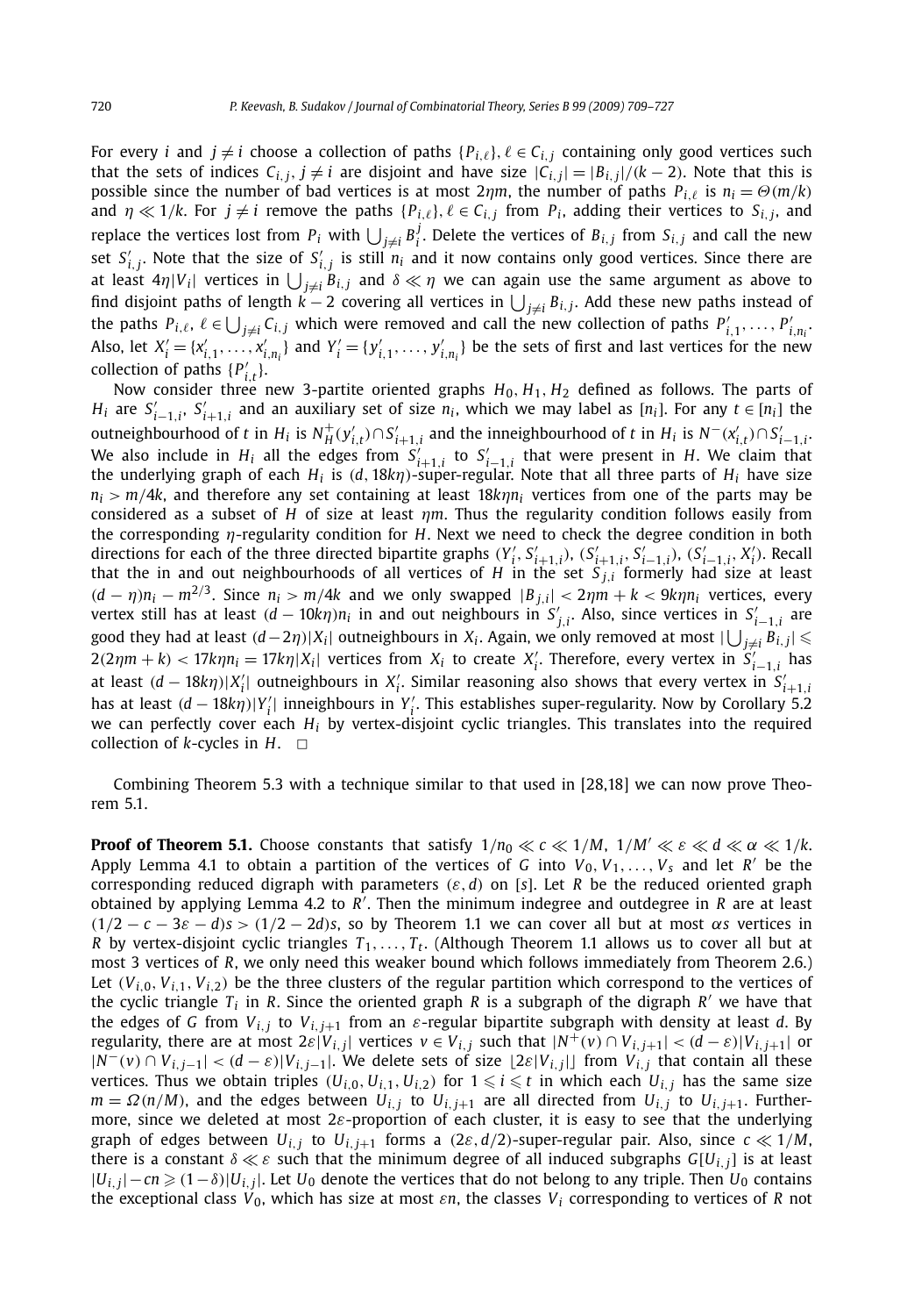For every $i$ and $j \neq i$ choose a collection of paths $\{P_{i,\ell}\}$, $\ell \in C_{i,j}$ containing only good vertices such that the sets of indices $C_{i,j}$, $j \neq i$ are disjoint and have size $|C_{i,j}| = |B_{i,j}|/(k-2)$. Note that this is possible since the number of bad vertices is at most $2\eta m$, the number of paths $P_{i,\ell}$ is $n_i = \Theta(m/k)$ and $\eta \ll 1/k$. For $j \neq i$ remove the paths $\{P_{i,\ell}\}$, $\ell \in C_{i,j}$ from $P_i$, adding their vertices to $S_{i,j}$, and replace the vertices lost from $P_i$ with $\bigcup_{j \neq i} B_i^j$. Delete the vertices of $B_{i,j}$ from $S_{i,j}$ and call the new set $S'_{i,j}$. Note that the size of $S'_{i,j}$ is still $n_i$ and it now contains only good vertices. Since there are at least $4\eta|V_i|$ vertices in $\bigcup_{j \neq i} B_{i,j}$ and $\delta \ll \eta$ we can again use the same argument as above to find disjoint paths of length $k-2$ covering all vertices in $\bigcup_{j \neq i} B_{i,j}$. Add these new paths instead of the paths $P_{i,\ell}$, $\ell \in \bigcup_{j \neq i} C_{i,j}$ which were removed and call the new collection of paths $P'_{i,1}, \dots, P'_{i,n_i}$. Also, let $X'_i = \{x'_{i,1}, \dots, x'_{i,n_i}\}$ and $Y'_i = \{y'_{i,1}, \dots, y'_{i,n_i}\}$ be the sets of first and last vertices for the new collection of paths $\{P'_{i,t}\}$.

Now consider three new 3-partite oriented graphs $H_0, H_1, H_2$ defined as follows. The parts of $H_i$ are $S'_{i-1,i}$, $S'_{i+1,i}$ and an auxiliary set of size $n_i$, which we may label as $[n_i]$. For any $t \in [n_i]$ the outneighbourhood of $t$ in $H_i$ is $N^+_H(y'_{i,t}) \cap S'_{i+1,i}$ and the inneighbourhood of $t$ in $H_i$ is $N^-(x'_{i,t}) \cap S'_{i-1,i}$. We also include in $H_i$ all the edges from $S'_{i+1,i}$ to $S'_{i-1,i}$ that were present in $H$. We claim that the underlying graph of each $H_i$ is $(d, 18k\eta)$-super-regular. Note that all three parts of $H_i$ have size $n_i > m/4k$, and therefore any set containing at least $18k\eta n_i$ vertices from one of the parts may be considered as a subset of $H$ of size at least $\eta m$. Thus the regularity condition follows easily from the corresponding $\eta$-regularity condition for $H$. Next we need to check the degree condition in both directions for each of the three directed bipartite graphs $(Y'_i, S'_{i+1,i})$, $(S'_{i+1,i}, S'_{i-1,i})$, $(S'_{i-1,i}, X'_i)$. Recall that the in and out neighbourhoods of all vertices of $H$ in the set $S_{j,i}$ formerly had size at least $(d-\eta)n_i - m^{2/3}$. Since $n_i > m/4k$ and we only swapped $|B_{j,i}| < 2\eta m + k < 9k\eta n_i$ vertices, every vertex still has at least $(d - 10k\eta)n_i$ in and out neighbours in $S'_{j,i}$. Also, since vertices in $S'_{i-1,i}$ are good they had at least $(d-2\eta)|X_i|$ outneighbours in $X_i$. Again, we only removed at most $|\bigcup_{j \neq i} B_{i,j}| \leqslant 2(2\eta m + k) < 17k\eta n_i = 17k\eta|X_i|$ vertices from $X_i$ to create $X'_i$. Therefore, every vertex in $S'_{i-1,i}$ has at least $(d - 18k\eta)|X'_i|$ outneighbours in $X'_i$. Similar reasoning also shows that every vertex in $S'_{i+1,i}$ has at least $(d - 18k\eta)|Y'_i|$ inneighbours in $Y'_i$. This establishes super-regularity. Now by Corollary 5.2 we can perfectly cover each $H_i$ by vertex-disjoint cyclic triangles. This translates into the required collection of $k$-cycles in $H$. $\square$

Combining Theorem 5.3 with a technique similar to that used in [28,18] we can now prove Theorem 5.1.

**Proof of Theorem 5.1.** Choose constants that satisfy $1/n_0 \ll c \ll 1/M$, $1/M' \ll \varepsilon \ll d \ll \alpha \ll 1/k$. Apply Lemma 4.1 to obtain a partition of the vertices of $G$ into $V_0, V_1, \dots, V_s$ and let $R'$ be the corresponding reduced digraph with parameters $(\varepsilon, d)$ on $[s]$. Let $R$ be the reduced oriented graph obtained by applying Lemma 4.2 to $R'$. Then the minimum indegree and outdegree in $R$ are at least $(1/2 - c - 3\varepsilon - d)s > (1/2 - 2d)s$, so by Theorem 1.1 we can cover all but at most $\alpha s$ vertices in $R$ by vertex-disjoint cyclic triangles $T_1, \dots, T_t$. (Although Theorem 1.1 allows us to cover all but at most 3 vertices of $R$, we only need this weaker bound which follows immediately from Theorem 2.6.) Let $(V_{i,0}, V_{i,1}, V_{i,2})$ be the three clusters of the regular partition which correspond to the vertices of the cyclic triangle $T_i$ in $R$. Since the oriented graph $R$ is a subgraph of the digraph $R'$ we have that the edges of $G$ from $V_{i,j}$ to $V_{i,j+1}$ from an $\varepsilon$-regular bipartite subgraph with density at least $d$. By regularity, there are at most $2\varepsilon|V_{i,j}|$ vertices $v \in V_{i,j}$ such that $|N^+(v) \cap V_{i,j+1}| < (d-\varepsilon)|V_{i,j+1}|$ or $|N^-(v) \cap V_{i,j-1}| < (d-\varepsilon)|V_{i,j-1}|$. We delete sets of size $\lfloor 2\varepsilon|V_{i,j}| \rfloor$ from $V_{i,j}$ that contain all these vertices. Thus we obtain triples $(U_{i,0}, U_{i,1}, U_{i,2})$ for $1 \leqslant i \leqslant t$ in which each $U_{i,j}$ has the same size $m = \Omega(n/M)$, and the edges between $U_{i,j}$ to $U_{i,j+1}$ are all directed from $U_{i,j}$ to $U_{i,j+1}$. Furthermore, since we deleted at most $2\varepsilon$-proportion of each cluster, it is easy to see that the underlying graph of edges between $U_{i,j}$ to $U_{i,j+1}$ forms a $(2\varepsilon, d/2)$-super-regular pair. Also, since $c \ll 1/M$, there is a constant $\delta \ll \varepsilon$ such that the minimum degree of all induced subgraphs $G[U_{i,j}]$ is at least $|U_{i,j}| - cn \geqslant (1-\delta)|U_{i,j}|$. Let $U_0$ denote the vertices that do not belong to any triple. Then $U_0$ contains the exceptional class $V_0$, which has size at most $\varepsilon n$, the classes $V_i$ corresponding to vertices of $R$ not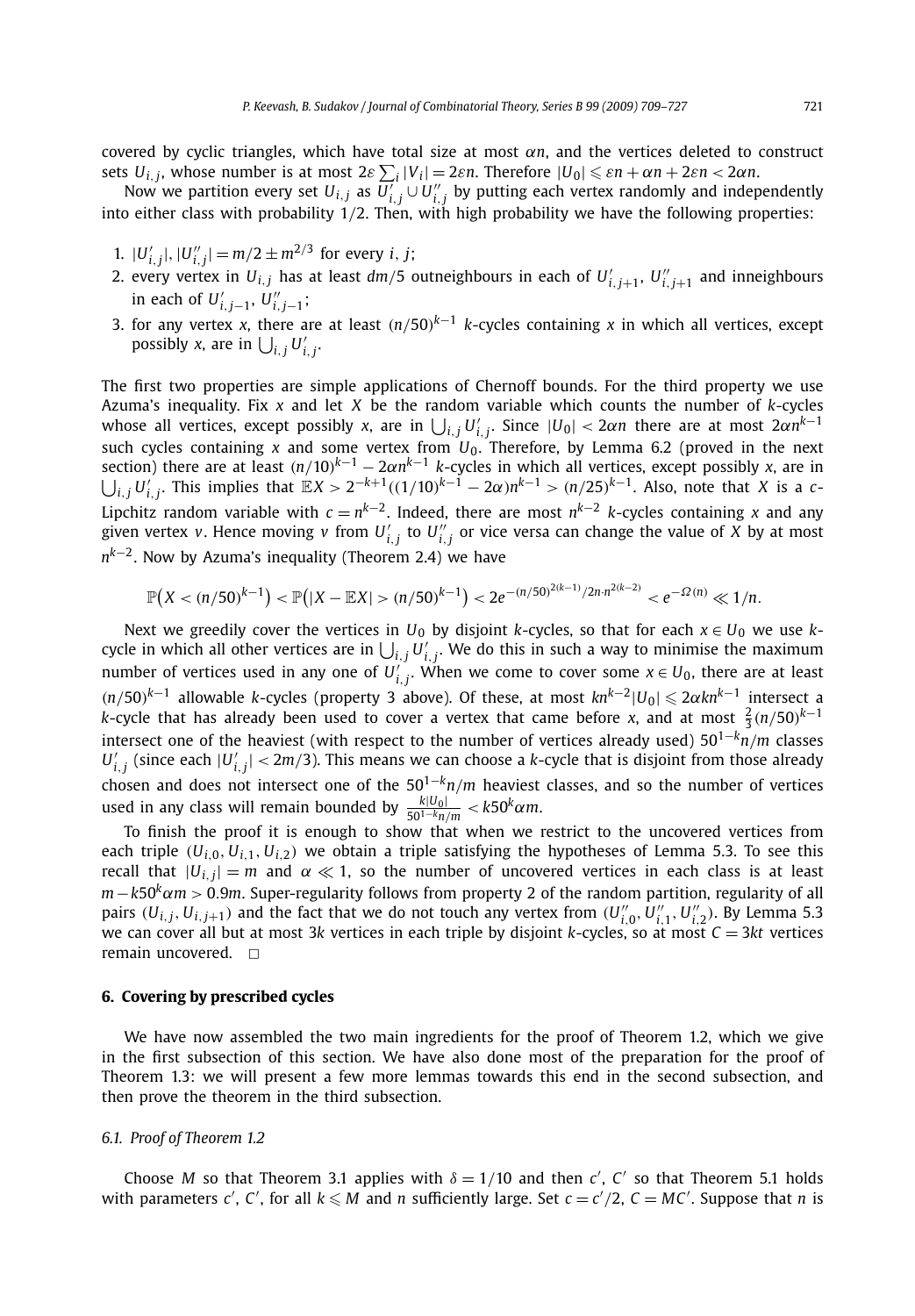covered by cyclic triangles, which have total size at most $\alpha n$, and the vertices deleted to construct sets $U_{i,j}$, whose number is at most $2\varepsilon \sum_i |V_i| = 2\varepsilon n$. Therefore $|U_0| \leqslant \varepsilon n + \alpha n + 2\varepsilon n < 2\alpha n$.

Now we partition every set $U_{i,j}$ as $U'_{i,j} \cup U''_{i,j}$ by putting each vertex randomly and independently into either class with probability 1/2. Then, with high probability we have the following properties:

1. $|U'_{i,j}|, |U''_{i,j}| = m/2 \pm m^{2/3}$ for every $i$, $j$;
2. every vertex in $U_{i,j}$ has at least $dm/5$ outneighbours in each of $U'_{i,j+1}$, $U''_{i,j+1}$ and inneighbours in each of $U'_{i,j-1}$, $U''_{i,j-1}$;
3. for any vertex $x$, there are at least $(n/50)^{k-1}$ $k$-cycles containing $x$ in which all vertices, except possibly $x$, are in $\bigcup_{i,j} U'_{i,j}$.

The first two properties are simple applications of Chernoff bounds. For the third property we use Azuma's inequality. Fix $x$ and let $X$ be the random variable which counts the number of $k$-cycles whose all vertices, except possibly $x$, are in $\bigcup_{i,j} U'_{i,j}$. Since $|U_0| < 2\alpha n$ there are at most $2\alpha n^{k-1}$ such cycles containing $x$ and some vertex from $U_0$. Therefore, by Lemma 6.2 (proved in the next section) there are at least $(n/10)^{k-1} - 2\alpha n^{k-1}$ $k$-cycles in which all vertices, except possibly $x$, are in $\bigcup_{i,j} U'_{i,j}$. This implies that $\mathbb{E}X > 2^{-k+1}((1/10)^{k-1} - 2\alpha)n^{k-1} > (n/25)^{k-1}$. Also, note that $X$ is a $c$-Lipchitz random variable with $c = n^{k-2}$. Indeed, there are most $n^{k-2}$ $k$-cycles containing $x$ and any given vertex $v$. Hence moving $v$ from $U'_{i,j}$ to $U''_{i,j}$ or vice versa can change the value of $X$ by at most $n^{k-2}$. Now by Azuma's inequality (Theorem 2.4) we have

$$\mathbb{P}\big(X < (n/50)^{k-1}\big) < \mathbb{P}\big(|X - \mathbb{E}X| > (n/50)^{k-1}\big) < 2e^{-(n/50)^{2(k-1)}/2n \cdot n^{2(k-2)}} < e^{-\Omega(n)} \ll 1/n.$$

Next we greedily cover the vertices in $U_0$ by disjoint $k$-cycles, so that for each $x \in U_0$ we use $k$-cycle in which all other vertices are in $\bigcup_{i,j} U'_{i,j}$. We do this in such a way to minimise the maximum number of vertices used in any one of $U'_{i,j}$. When we come to cover some $x \in U_0$, there are at least $(n/50)^{k-1}$ allowable $k$-cycles (property 3 above). Of these, at most $kn^{k-2}|U_0| \leqslant 2\alpha kn^{k-1}$ intersect a $k$-cycle that has already been used to cover a vertex that came before $x$, and at most $\frac{2}{3}(n/50)^{k-1}$ intersect one of the heaviest (with respect to the number of vertices already used) $50^{1-k}n/m$ classes $U'_{i,j}$ (since each $|U'_{i,j}| < 2m/3$). This means we can choose a $k$-cycle that is disjoint from those already chosen and does not intersect one of the $50^{1-k}n/m$ heaviest classes, and so the number of vertices used in any class will remain bounded by $\frac{k|U_0|}{50^{1-k}n/m} < k50^k\alpha m$.

To finish the proof it is enough to show that when we restrict to the uncovered vertices from each triple $(U_{i,0}, U_{i,1}, U_{i,2})$ we obtain a triple satisfying the hypotheses of Lemma 5.3. To see this recall that $|U_{i,j}| = m$ and $\alpha \ll 1$, so the number of uncovered vertices in each class is at least $m - k50^k\alpha m > 0.9m$. Super-regularity follows from property 2 of the random partition, regularity of all pairs $(U_{i,j}, U_{i,j+1})$ and the fact that we do not touch any vertex from $(U''_{i,0}, U''_{i,1}, U''_{i,2})$. By Lemma 5.3 we can cover all but at most $3k$ vertices in each triple by disjoint $k$-cycles, so at most $C = 3kt$ vertices remain uncovered. $\square$

## 6. Covering by prescribed cycles

We have now assembled the two main ingredients for the proof of Theorem 1.2, which we give in the first subsection of this section. We have also done most of the preparation for the proof of Theorem 1.3: we will present a few more lemmas towards this end in the second subsection, and then prove the theorem in the third subsection.

### 6.1. Proof of Theorem 1.2

Choose $M$ so that Theorem 3.1 applies with $\delta = 1/10$ and then $c'$, $C'$ so that Theorem 5.1 holds with parameters $c'$, $C'$, for all $k \leqslant M$ and $n$ sufficiently large. Set $c = c'/2$, $C = MC'$. Suppose that $n$ is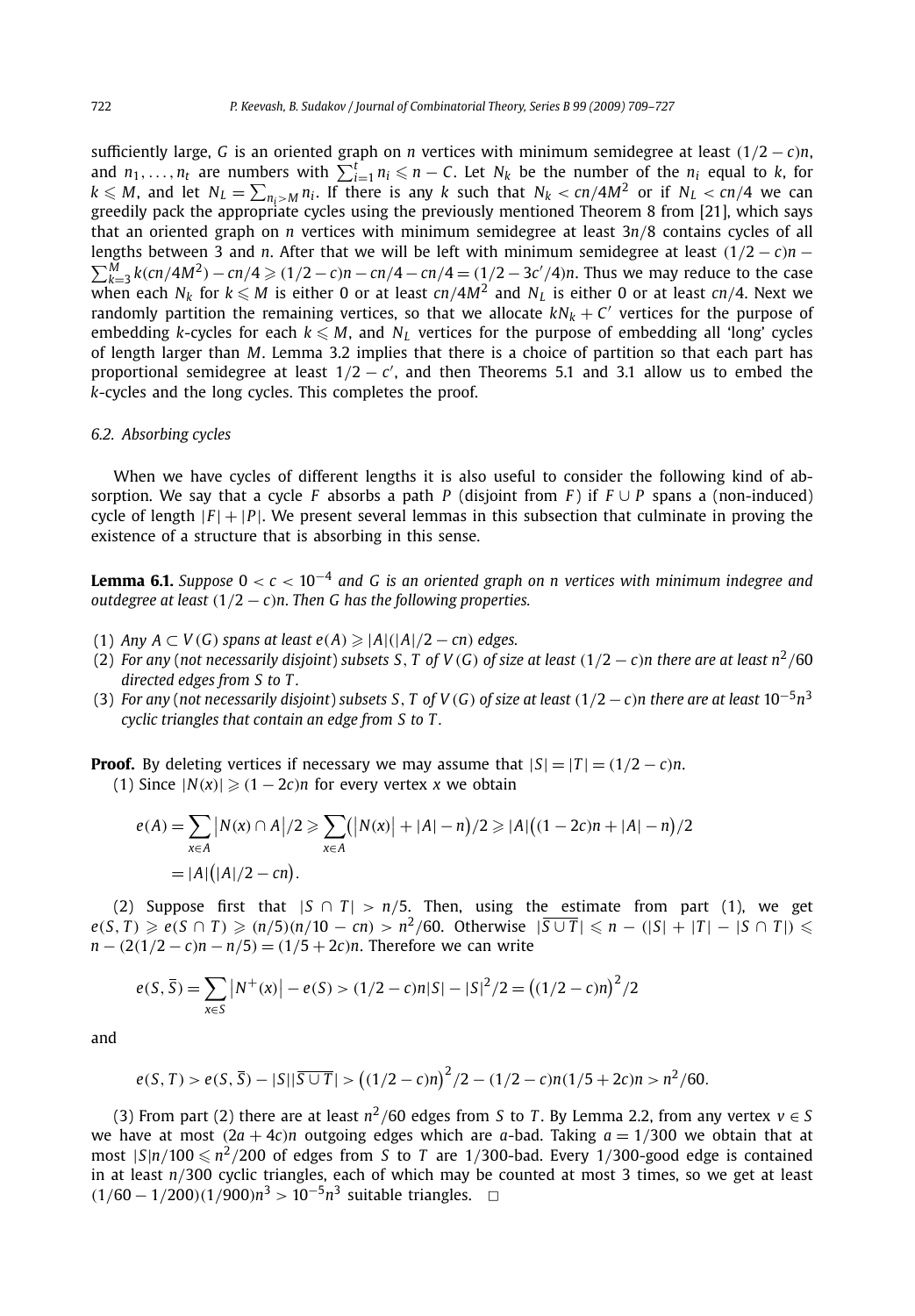sufficiently large, $G$ is an oriented graph on $n$ vertices with minimum semidegree at least $(1/2 - c)n$, and $n_1, \dots, n_t$ are numbers with $\sum_{i=1}^{t} n_i \leqslant n - C$. Let $N_k$ be the number of the $n_i$ equal to $k$, for $k \leqslant M$, and let $N_L = \sum_{n_i > M} n_i$. If there is any $k$ such that $N_k < cn/4M^2$ or if $N_L < cn/4$ we can greedily pack the appropriate cycles using the previously mentioned Theorem 8 from [21], which says that an oriented graph on $n$ vertices with minimum semidegree at least $3n/8$ contains cycles of all lengths between 3 and $n$. After that we will be left with minimum semidegree at least $(1/2 - c)n - \sum_{k=3}^{M} k(cn/4M^2) - cn/4 \geqslant (1/2 - c)n - cn/4 - cn/4 = (1/2 - 3c'/4)n$. Thus we may reduce to the case when each $N_k$ for $k \leqslant M$ is either 0 or at least $cn/4M^2$ and $N_L$ is either 0 or at least $cn/4$. Next we randomly partition the remaining vertices, so that we allocate $kN_k + C'$ vertices for the purpose of embedding $k$-cycles for each $k \leqslant M$, and $N_L$ vertices for the purpose of embedding all 'long' cycles of length larger than $M$. Lemma 3.2 implies that there is a choice of partition so that each part has proportional semidegree at least $1/2 - c'$, and then Theorems 5.1 and 3.1 allow us to embed the $k$-cycles and the long cycles. This completes the proof.

### 6.2. Absorbing cycles

When we have cycles of different lengths it is also useful to consider the following kind of absorption. We say that a cycle $F$ absorbs a path $P$ (disjoint from $F$) if $F \cup P$ spans a (non-induced) cycle of length $|F| + |P|$. We present several lemmas in this subsection that culminate in proving the existence of a structure that is absorbing in this sense.

**Lemma 6.1.** *Suppose $0 < c < 10^{-4}$ and $G$ is an oriented graph on $n$ vertices with minimum indegree and outdegree at least $(1/2 - c)n$. Then $G$ has the following properties.*

1. *Any $A \subset V(G)$ spans at least $e(A) \geqslant |A|(|A|/2 - cn)$ edges.*
2. *For any (not necessarily disjoint) subsets $S, T$ of $V(G)$ of size at least $(1/2 - c)n$ there are at least $n^2/60$ directed edges from $S$ to $T$.*
3. *For any (not necessarily disjoint) subsets $S, T$ of $V(G)$ of size at least $(1/2 - c)n$ there are at least $10^{-5}n^3$ cyclic triangles that contain an edge from $S$ to $T$.*

**Proof.** By deleting vertices if necessary we may assume that $|S| = |T| = (1/2 - c)n$.

(1) Since $|N(x)| \geqslant (1 - 2c)n$ for every vertex $x$ we obtain

$$e(A) = \sum_{x \in A} |N(x) \cap A|/2 \geqslant \sum_{x \in A} \left(|N(x)| + |A| - n\right)/2 \geqslant |A|\left((1 - 2c)n + |A| - n\right)/2$$
$$= |A|\left(|A|/2 - cn\right).$$

(2) Suppose first that $|S \cap T| > n/5$. Then, using the estimate from part (1), we get $e(S, T) \geqslant e(S \cap T) \geqslant (n/5)(n/10 - cn) > n^2/60$. Otherwise $|\overline{S \cup T}| \leqslant n - (|S| + |T| - |S \cap T|) \leqslant n - (2(1/2 - c)n - n/5) = (1/5 + 2c)n$. Therefore we can write

$$e(S, \bar{S}) = \sum_{x \in S} |N^+(x)| - e(S) > (1/2 - c)n|S| - |S|^2/2 = \left((1/2 - c)n\right)^2/2$$

and

$$e(S, T) > e(S, \bar{S}) - |S||\overline{S \cup T}| > \left((1/2 - c)n\right)^2/2 - (1/2 - c)n(1/5 + 2c)n > n^2/60.$$

(3) From part (2) there are at least $n^2/60$ edges from $S$ to $T$. By Lemma 2.2, from any vertex $v \in S$ we have at most $(2a + 4c)n$ outgoing edges which are $a$-bad. Taking $a = 1/300$ we obtain that at most $|S|n/100 \leqslant n^2/200$ of edges from $S$ to $T$ are $1/300$-bad. Every $1/300$-good edge is contained in at least $n/300$ cyclic triangles, each of which may be counted at most 3 times, so we get at least $(1/60 - 1/200)(1/900)n^3 > 10^{-5}n^3$ suitable triangles. $\square$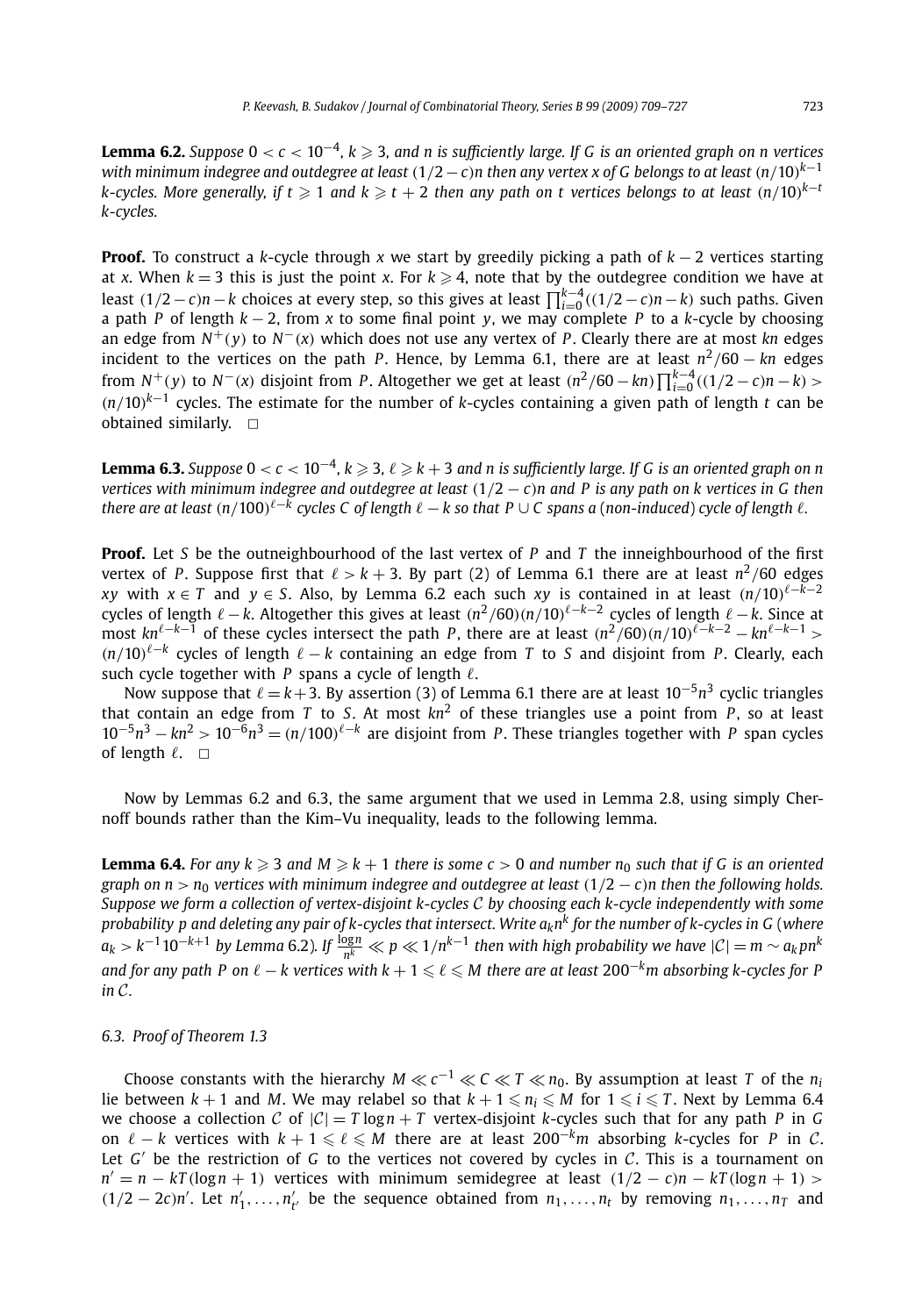**Lemma 6.2.** *Suppose $0 < c < 10^{-4}$, $k \geqslant 3$, and $n$ is sufficiently large. If $G$ is an oriented graph on $n$ vertices with minimum indegree and outdegree at least $(1/2 - c)n$ then any vertex $x$ of $G$ belongs to at least $(n/10)^{k-1}$ $k$-cycles. More generally, if $t \geqslant 1$ and $k \geqslant t + 2$ then any path on $t$ vertices belongs to at least $(n/10)^{k-t}$ $k$-cycles.*

**Proof.** To construct a $k$-cycle through $x$ we start by greedily picking a path of $k - 2$ vertices starting at $x$. When $k = 3$ this is just the point $x$. For $k \geqslant 4$, note that by the outdegree condition we have at least $(1/2 - c)n - k$ choices at every step, so this gives at least $\prod_{i=0}^{k-4}((1/2 - c)n - k)$ such paths. Given a path $P$ of length $k - 2$, from $x$ to some final point $y$, we may complete $P$ to a $k$-cycle by choosing an edge from $N^+(y)$ to $N^-(x)$ which does not use any vertex of $P$. Clearly there are at most $kn$ edges incident to the vertices on the path $P$. Hence, by Lemma 6.1, there are at least $n^2/60 - kn$ edges from $N^+(y)$ to $N^-(x)$ disjoint from $P$. Altogether we get at least $(n^2/60 - kn)\prod_{i=0}^{k-4}((1/2 - c)n - k) > (n/10)^{k-1}$ cycles. The estimate for the number of $k$-cycles containing a given path of length $t$ can be obtained similarly. $\square$

**Lemma 6.3.** *Suppose $0 < c < 10^{-4}$, $k \geqslant 3$, $\ell \geqslant k + 3$ and $n$ is sufficiently large. If $G$ is an oriented graph on $n$ vertices with minimum indegree and outdegree at least $(1/2 - c)n$ and $P$ is any path on $k$ vertices in $G$ then there are at least $(n/100)^{\ell-k}$ cycles $C$ of length $\ell - k$ so that $P \cup C$ spans a (non-induced) cycle of length $\ell$.*

**Proof.** Let $S$ be the outneighbourhood of the last vertex of $P$ and $T$ the inneighbourhood of the first vertex of $P$. Suppose first that $\ell > k + 3$. By part (2) of Lemma 6.1 there are at least $n^2/60$ edges $xy$ with $x \in T$ and $y \in S$. Also, by Lemma 6.2 each such $xy$ is contained in at least $(n/10)^{\ell-k-2}$ cycles of length $\ell - k$. Altogether this gives at least $(n^2/60)(n/10)^{\ell-k-2}$ cycles of length $\ell - k$. Since at most $kn^{\ell-k-1}$ of these cycles intersect the path $P$, there are at least $(n^2/60)(n/10)^{\ell-k-2} - kn^{\ell-k-1} > (n/10)^{\ell-k}$ cycles of length $\ell - k$ containing an edge from $T$ to $S$ and disjoint from $P$. Clearly, each such cycle together with $P$ spans a cycle of length $\ell$.

Now suppose that $\ell = k+3$. By assertion (3) of Lemma 6.1 there are at least $10^{-5}n^3$ cyclic triangles that contain an edge from $T$ to $S$. At most $kn^2$ of these triangles use a point from $P$, so at least $10^{-5}n^3 - kn^2 > 10^{-6}n^3 = (n/100)^{\ell-k}$ are disjoint from $P$. These triangles together with $P$ span cycles of length $\ell$. $\square$

Now by Lemmas 6.2 and 6.3, the same argument that we used in Lemma 2.8, using simply Chernoff bounds rather than the Kim–Vu inequality, leads to the following lemma.

**Lemma 6.4.** *For any $k \geqslant 3$ and $M \geqslant k + 1$ there is some $c > 0$ and number $n_0$ such that if $G$ is an oriented graph on $n > n_0$ vertices with minimum indegree and outdegree at least $(1/2 - c)n$ then the following holds. Suppose we form a collection of vertex-disjoint $k$-cycles $\mathcal{C}$ by choosing each $k$-cycle independently with some probability $p$ and deleting any pair of $k$-cycles that intersect. Write $a_k n^k$ for the number of $k$-cycles in $G$ (where $a_k > k^{-1}10^{-k+1}$ by Lemma 6.2). If $\frac{\log n}{n^k} \ll p \ll 1/n^{k-1}$ then with high probability we have $|\mathcal{C}| = m \sim a_k p n^k$ and for any path $P$ on $\ell - k$ vertices with $k + 1 \leqslant \ell \leqslant M$ there are at least $200^{-k}m$ absorbing $k$-cycles for $P$ in $\mathcal{C}$.*

### 6.3. Proof of Theorem 1.3

Choose constants with the hierarchy $M \ll c^{-1} \ll C \ll T \ll n_0$. By assumption at least $T$ of the $n_i$ lie between $k + 1$ and $M$. We may relabel so that $k + 1 \leqslant n_i \leqslant M$ for $1 \leqslant i \leqslant T$. Next by Lemma 6.4 we choose a collection $\mathcal{C}$ of $|\mathcal{C}| = T\log n + T$ vertex-disjoint $k$-cycles such that for any path $P$ in $G$ on $\ell - k$ vertices with $k + 1 \leqslant \ell \leqslant M$ there are at least $200^{-k}m$ absorbing $k$-cycles for $P$ in $\mathcal{C}$. Let $G'$ be the restriction of $G$ to the vertices not covered by cycles in $\mathcal{C}$. This is a tournament on $n' = n - kT(\log n + 1)$ vertices with minimum semidegree at least $(1/2 - c)n - kT(\log n + 1) > (1/2 - 2c)n'$. Let $n'_1, \dots, n'_{t'}$ be the sequence obtained from $n_1, \dots, n_t$ by removing $n_1, \dots, n_T$ and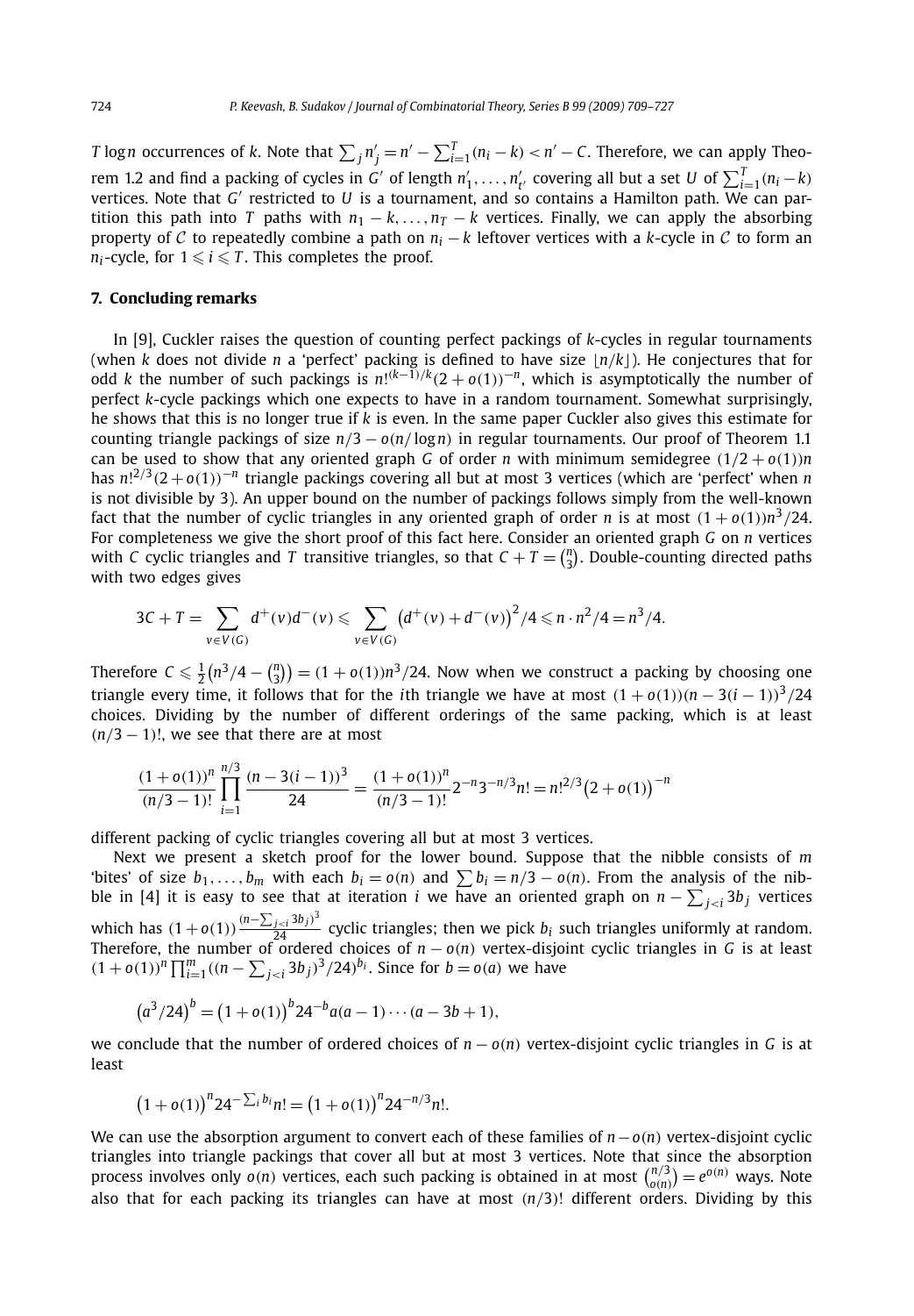$T\log n$ occurrences of $k$. Note that $\sum_j n'_j = n' - \sum_{i=1}^{T}(n_i - k) < n' - C$. Therefore, we can apply Theorem 1.2 and find a packing of cycles in $G'$ of length $n'_1, \dots, n'_{t'}$ covering all but a set $U$ of $\sum_{i=1}^{T}(n_i - k)$ vertices. Note that $G'$ restricted to $U$ is a tournament, and so contains a Hamilton path. We can partition this path into $T$ paths with $n_1 - k, \dots, n_T - k$ vertices. Finally, we can apply the absorbing property of $\mathcal{C}$ to repeatedly combine a path on $n_i - k$ leftover vertices with a $k$-cycle in $\mathcal{C}$ to form an $n_i$-cycle, for $1 \leqslant i \leqslant T$. This completes the proof.

## 7. Concluding remarks

In [9], Cuckler raises the question of counting perfect packings of $k$-cycles in regular tournaments (when $k$ does not divide $n$ a 'perfect' packing is defined to have size $\lfloor n/k \rfloor$). He conjectures that for odd $k$ the number of such packings is $n!^{(k-1)/k}(2+o(1))^{-n}$, which is asymptotically the number of perfect $k$-cycle packings which one expects to have in a random tournament. Somewhat surprisingly, he shows that this is no longer true if $k$ is even. In the same paper Cuckler also gives this estimate for counting triangle packings of size $n/3 - o(n/\log n)$ in regular tournaments. Our proof of Theorem 1.1 can be used to show that any oriented graph $G$ of order $n$ with minimum semidegree $(1/2+o(1))n$ has $n!^{2/3}(2+o(1))^{-n}$ triangle packings covering all but at most 3 vertices (which are 'perfect' when $n$ is not divisible by 3). An upper bound on the number of packings follows simply from the well-known fact that the number of cyclic triangles in any oriented graph of order $n$ is at most $(1+o(1))n^3/24$. For completeness we give the short proof of this fact here. Consider an oriented graph $G$ on $n$ vertices with $C$ cyclic triangles and $T$ transitive triangles, so that $C + T = \binom{n}{3}$. Double-counting directed paths with two edges gives

$$3C + T = \sum_{v \in V(G)} d^+(v)d^-(v) \leqslant \sum_{v \in V(G)} \big(d^+(v) + d^-(v)\big)^2/4 \leqslant n \cdot n^2/4 = n^3/4.$$

Therefore $C \leqslant \frac{1}{2}\big(n^3/4 - \binom{n}{3}\big) = (1+o(1))n^3/24$. Now when we construct a packing by choosing one triangle every time, it follows that for the $i$th triangle we have at most $(1+o(1))(n-3(i-1))^3/24$ choices. Dividing by the number of different orderings of the same packing, which is at least $(n/3-1)!$, we see that there are at most

$$\frac{(1+o(1))^n}{(n/3-1)!}\prod_{i=1}^{n/3}\frac{(n-3(i-1))^3}{24} = \frac{(1+o(1))^n}{(n/3-1)!}2^{-n}3^{-n/3}n! = n!^{2/3}\big(2+o(1)\big)^{-n}$$

different packing of cyclic triangles covering all but at most 3 vertices.

Next we present a sketch proof for the lower bound. Suppose that the nibble consists of $m$ 'bites' of size $b_1, \dots, b_m$ with each $b_i = o(n)$ and $\sum b_i = n/3 - o(n)$. From the analysis of the nibble in [4] it is easy to see that at iteration $i$ we have an oriented graph on $n - \sum_{j<i} 3b_j$ vertices which has $(1+o(1))\frac{(n-\sum_{j<i}3b_j)^3}{24}$ cyclic triangles; then we pick $b_i$ such triangles uniformly at random. Therefore, the number of ordered choices of $n - o(n)$ vertex-disjoint cyclic triangles in $G$ is at least $(1+o(1))^n\prod_{i=1}^{m}((n-\sum_{j<i}3b_j)^3/24)^{b_i}$. Since for $b = o(a)$ we have

$$\big(a^3/24\big)^b = \big(1+o(1)\big)^b 24^{-b}a(a-1)\cdots(a-3b+1),$$

we conclude that the number of ordered choices of $n - o(n)$ vertex-disjoint cyclic triangles in $G$ is at least

$$\big(1+o(1)\big)^n 24^{-\sum_i b_i}n! = \big(1+o(1)\big)^n 24^{-n/3}n!.$$

We can use the absorption argument to convert each of these families of $n - o(n)$ vertex-disjoint cyclic triangles into triangle packings that cover all but at most 3 vertices. Note that since the absorption process involves only $o(n)$ vertices, each such packing is obtained in at most $\binom{n/3}{o(n)} = e^{o(n)}$ ways. Note also that for each packing its triangles can have at most $(n/3)!$ different orders. Dividing by this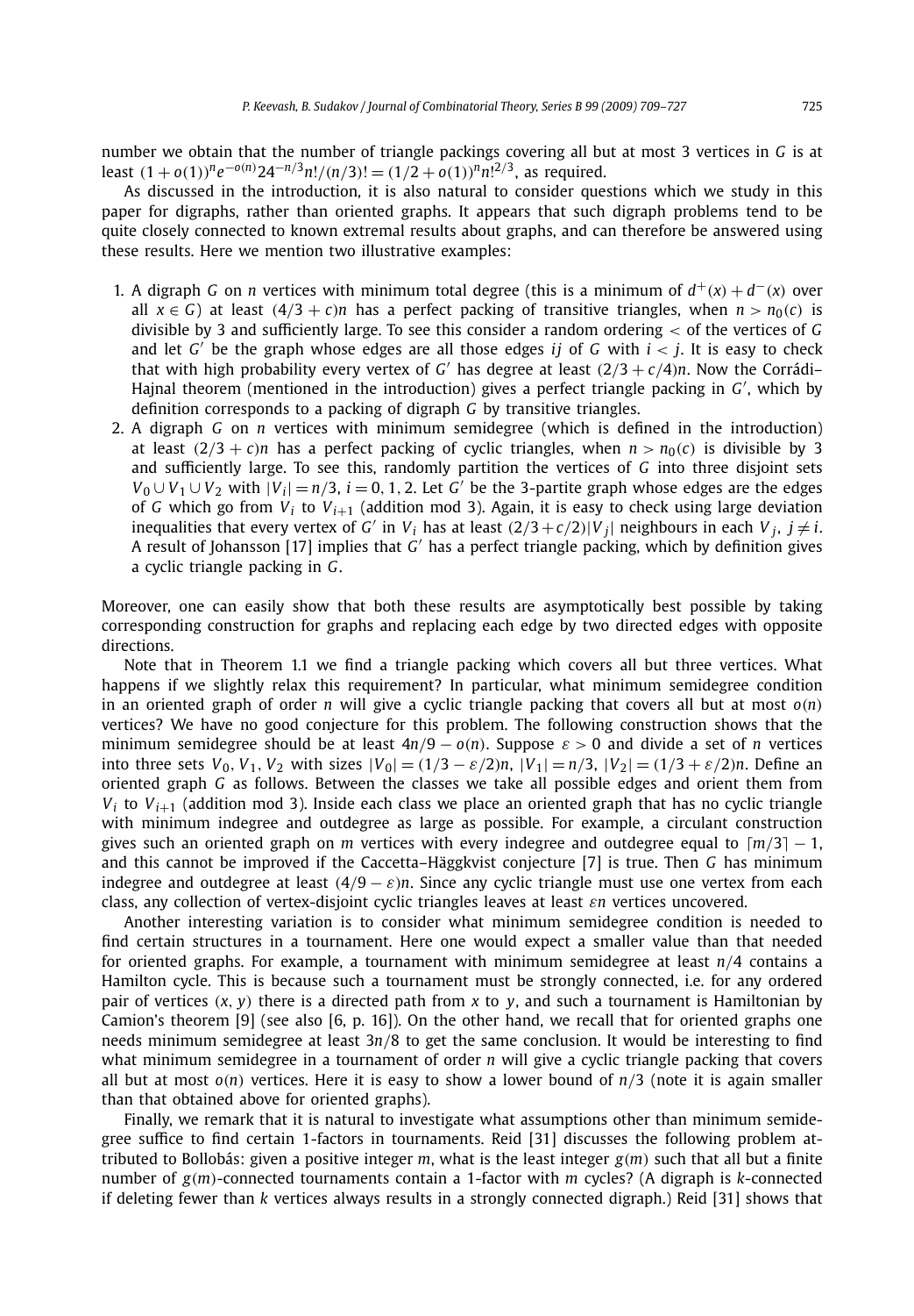number we obtain that the number of triangle packings covering all but at most 3 vertices in $G$ is at least $(1+o(1))^n e^{-o(n)} 24^{-n/3} n!/(n/3)! = (1/2+o(1))^n n!^{2/3}$, as required.

As discussed in the introduction, it is also natural to consider questions which we study in this paper for digraphs, rather than oriented graphs. It appears that such digraph problems tend to be quite closely connected to known extremal results about graphs, and can therefore be answered using these results. Here we mention two illustrative examples:

1. A digraph $G$ on $n$ vertices with minimum total degree (this is a minimum of $d^+(x) + d^-(x)$ over all $x \in G$) at least $(4/3 + c)n$ has a perfect packing of transitive triangles, when $n > n_0(c)$ is divisible by 3 and sufficiently large. To see this consider a random ordering $<$ of the vertices of $G$ and let $G'$ be the graph whose edges are all those edges $ij$ of $G$ with $i < j$. It is easy to check that with high probability every vertex of $G'$ has degree at least $(2/3 + c/4)n$. Now the Corrádi–Hajnal theorem (mentioned in the introduction) gives a perfect triangle packing in $G'$, which by definition corresponds to a packing of digraph $G$ by transitive triangles.
2. A digraph $G$ on $n$ vertices with minimum semidegree (which is defined in the introduction) at least $(2/3 + c)n$ has a perfect packing of cyclic triangles, when $n > n_0(c)$ is divisible by 3 and sufficiently large. To see this, randomly partition the vertices of $G$ into three disjoint sets $V_0 \cup V_1 \cup V_2$ with $|V_i| = n/3$, $i = 0, 1, 2$. Let $G'$ be the 3-partite graph whose edges are the edges of $G$ which go from $V_i$ to $V_{i+1}$ (addition mod 3). Again, it is easy to check using large deviation inequalities that every vertex of $G'$ in $V_i$ has at least $(2/3 + c/2)|V_j|$ neighbours in each $V_j$, $j \neq i$. A result of Johansson [17] implies that $G'$ has a perfect triangle packing, which by definition gives a cyclic triangle packing in $G$.

Moreover, one can easily show that both these results are asymptotically best possible by taking corresponding construction for graphs and replacing each edge by two directed edges with opposite directions.

Note that in Theorem 1.1 we find a triangle packing which covers all but three vertices. What happens if we slightly relax this requirement? In particular, what minimum semidegree condition in an oriented graph of order $n$ will give a cyclic triangle packing that covers all but at most $o(n)$ vertices? We have no good conjecture for this problem. The following construction shows that the minimum semidegree should be at least $4n/9 - o(n)$. Suppose $\varepsilon > 0$ and divide a set of $n$ vertices into three sets $V_0, V_1, V_2$ with sizes $|V_0| = (1/3 - \varepsilon/2)n$, $|V_1| = n/3$, $|V_2| = (1/3 + \varepsilon/2)n$. Define an oriented graph $G$ as follows. Between the classes we take all possible edges and orient them from $V_i$ to $V_{i+1}$ (addition mod 3). Inside each class we place an oriented graph that has no cyclic triangle with minimum indegree and outdegree as large as possible. For example, a circulant construction gives such an oriented graph on $m$ vertices with every indegree and outdegree equal to $\lceil m/3 \rceil - 1$, and this cannot be improved if the Caccetta–Häggkvist conjecture [7] is true. Then $G$ has minimum indegree and outdegree at least $(4/9 - \varepsilon)n$. Since any cyclic triangle must use one vertex from each class, any collection of vertex-disjoint cyclic triangles leaves at least $\varepsilon n$ vertices uncovered.

Another interesting variation is to consider what minimum semidegree condition is needed to find certain structures in a tournament. Here one would expect a smaller value than that needed for oriented graphs. For example, a tournament with minimum semidegree at least $n/4$ contains a Hamilton cycle. This is because such a tournament must be strongly connected, i.e. for any ordered pair of vertices $(x, y)$ there is a directed path from $x$ to $y$, and such a tournament is Hamiltonian by Camion's theorem [9] (see also [6, p. 16]). On the other hand, we recall that for oriented graphs one needs minimum semidegree at least $3n/8$ to get the same conclusion. It would be interesting to find what minimum semidegree in a tournament of order $n$ will give a cyclic triangle packing that covers all but at most $o(n)$ vertices. Here it is easy to show a lower bound of $n/3$ (note it is again smaller than that obtained above for oriented graphs).

Finally, we remark that it is natural to investigate what assumptions other than minimum semidegree suffice to find certain 1-factors in tournaments. Reid [31] discusses the following problem attributed to Bollobás: given a positive integer $m$, what is the least integer $g(m)$ such that all but a finite number of $g(m)$-connected tournaments contain a 1-factor with $m$ cycles? (A digraph is $k$-connected if deleting fewer than $k$ vertices always results in a strongly connected digraph.) Reid [31] shows that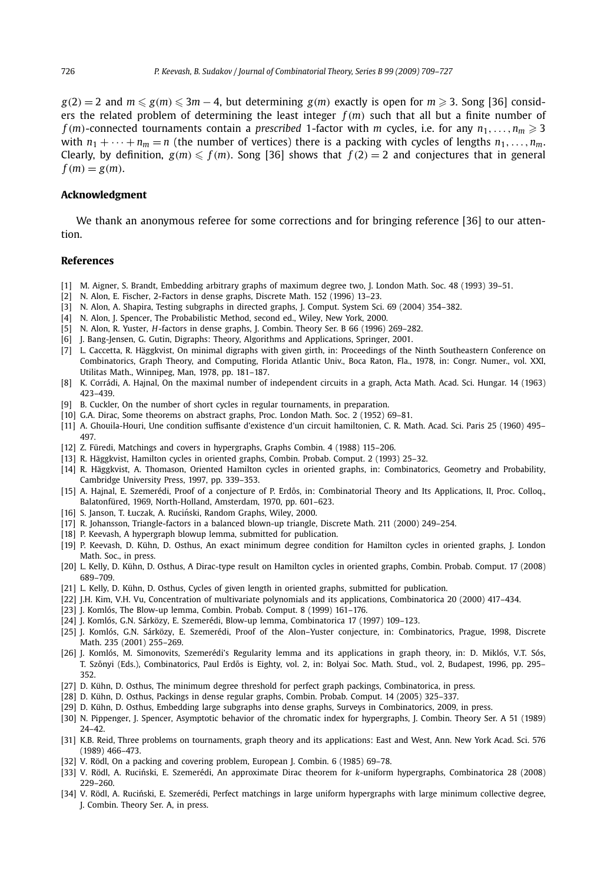$g(2) = 2$ and $m \leqslant g(m) \leqslant 3m - 4$, but determining $g(m)$ exactly is open for $m \geqslant 3$. Song [36] considers the related problem of determining the least integer $f(m)$ such that all but a finite number of $f(m)$-connected tournaments contain a *prescribed* 1-factor with $m$ cycles, i.e. for any $n_1, \ldots, n_m \geqslant 3$ with $n_1 + \cdots + n_m = n$ (the number of vertices) there is a packing with cycles of lengths $n_1, \ldots, n_m$. Clearly, by definition, $g(m) \leqslant f(m)$. Song [36] shows that $f(2) = 2$ and conjectures that in general $f(m) = g(m)$.

## Acknowledgment

We thank an anonymous referee for some corrections and for bringing reference [36] to our attention.

## References

[1] M. Aigner, S. Brandt, Embedding arbitrary graphs of maximum degree two, J. London Math. Soc. 48 (1993) 39–51.

[2] N. Alon, E. Fischer, 2-Factors in dense graphs, Discrete Math. 152 (1996) 13–23.

[3] N. Alon, A. Shapira, Testing subgraphs in directed graphs, J. Comput. System Sci. 69 (2004) 354–382.

[4] N. Alon, J. Spencer, The Probabilistic Method, second ed., Wiley, New York, 2000.

[5] N. Alon, R. Yuster, *H*-factors in dense graphs, J. Combin. Theory Ser. B 66 (1996) 269–282.

[6] J. Bang-Jensen, G. Gutin, Digraphs: Theory, Algorithms and Applications, Springer, 2001.

[7] L. Caccetta, R. Häggkvist, On minimal digraphs with given girth, in: Proceedings of the Ninth Southeastern Conference on Combinatorics, Graph Theory, and Computing, Florida Atlantic Univ., Boca Raton, Fla., 1978, in: Congr. Numer., vol. XXI, Utilitas Math., Winnipeg, Man, 1978, pp. 181–187.

[8] K. Corrádi, A. Hajnal, On the maximal number of independent circuits in a graph, Acta Math. Acad. Sci. Hungar. 14 (1963) 423–439.

[9] B. Cuckler, On the number of short cycles in regular tournaments, in preparation.

[10] G.A. Dirac, Some theorems on abstract graphs, Proc. London Math. Soc. 2 (1952) 69–81.

[11] A. Ghouila-Houri, Une condition suffisante d'existence d'un circuit hamiltonien, C. R. Math. Acad. Sci. Paris 25 (1960) 495–497.

[12] Z. Füredi, Matchings and covers in hypergraphs, Graphs Combin. 4 (1988) 115–206.

[13] R. Häggkvist, Hamilton cycles in oriented graphs, Combin. Probab. Comput. 2 (1993) 25–32.

[14] R. Häggkvist, A. Thomason, Oriented Hamilton cycles in oriented graphs, in: Combinatorics, Geometry and Probability, Cambridge University Press, 1997, pp. 339–353.

[15] A. Hajnal, E. Szemerédi, Proof of a conjecture of P. Erdős, in: Combinatorial Theory and Its Applications, II, Proc. Colloq., Balatonfüred, 1969, North-Holland, Amsterdam, 1970, pp. 601–623.

[16] S. Janson, T. Łuczak, A. Ruciński, Random Graphs, Wiley, 2000.

[17] R. Johansson, Triangle-factors in a balanced blown-up triangle, Discrete Math. 211 (2000) 249–254.

[18] P. Keevash, A hypergraph blowup lemma, submitted for publication.

[19] P. Keevash, D. Kühn, D. Osthus, An exact minimum degree condition for Hamilton cycles in oriented graphs, J. London Math. Soc., in press.

[20] L. Kelly, D. Kühn, D. Osthus, A Dirac-type result on Hamilton cycles in oriented graphs, Combin. Probab. Comput. 17 (2008) 689–709.

[21] L. Kelly, D. Kühn, D. Osthus, Cycles of given length in oriented graphs, submitted for publication.

[22] J.H. Kim, V.H. Vu, Concentration of multivariate polynomials and its applications, Combinatorica 20 (2000) 417–434.

[23] J. Komlós, The Blow-up lemma, Combin. Probab. Comput. 8 (1999) 161–176.

[24] J. Komlós, G.N. Sárközy, E. Szemerédi, Blow-up lemma, Combinatorica 17 (1997) 109–123.

[25] J. Komlós, G.N. Sárközy, E. Szemerédi, Proof of the Alon–Yuster conjecture, in: Combinatorics, Prague, 1998, Discrete Math. 235 (2001) 255–269.

[26] J. Komlós, M. Simonovits, Szemerédi's Regularity lemma and its applications in graph theory, in: D. Miklós, V.T. Sós, T. Szőnyi (Eds.), Combinatorics, Paul Erdős is Eighty, vol. 2, in: Bolyai Soc. Math. Stud., vol. 2, Budapest, 1996, pp. 295–352.

[27] D. Kühn, D. Osthus, The minimum degree threshold for perfect graph packings, Combinatorica, in press.

[28] D. Kühn, D. Osthus, Packings in dense regular graphs, Combin. Probab. Comput. 14 (2005) 325–337.

[29] D. Kühn, D. Osthus, Embedding large subgraphs into dense graphs, Surveys in Combinatorics, 2009, in press.

[30] N. Pippenger, J. Spencer, Asymptotic behavior of the chromatic index for hypergraphs, J. Combin. Theory Ser. A 51 (1989) 24–42.

[31] K.B. Reid, Three problems on tournaments, graph theory and its applications: East and West, Ann. New York Acad. Sci. 576 (1989) 466–473.

[32] V. Rödl, On a packing and covering problem, European J. Combin. 6 (1985) 69–78.

[33] V. Rödl, A. Ruciński, E. Szemerédi, An approximate Dirac theorem for *k*-uniform hypergraphs, Combinatorica 28 (2008) 229–260.

[34] V. Rödl, A. Ruciński, E. Szemerédi, Perfect matchings in large uniform hypergraphs with large minimum collective degree, J. Combin. Theory Ser. A, in press.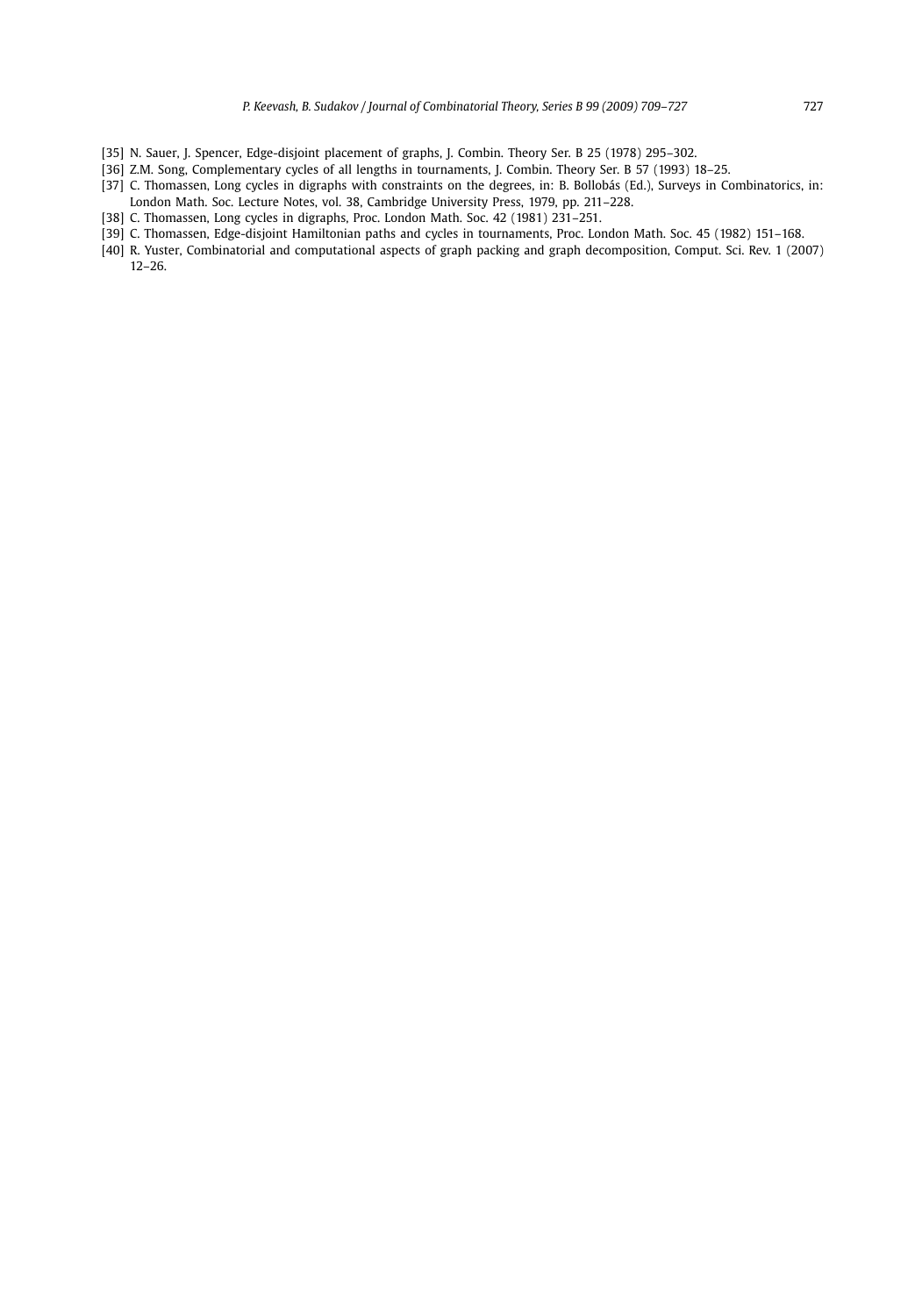[35] N. Sauer, J. Spencer, Edge-disjoint placement of graphs, J. Combin. Theory Ser. B 25 (1978) 295–302.

[36] Z.M. Song, Complementary cycles of all lengths in tournaments, J. Combin. Theory Ser. B 57 (1993) 18–25.

[37] C. Thomassen, Long cycles in digraphs with constraints on the degrees, in: B. Bollobás (Ed.), Surveys in Combinatorics, in: London Math. Soc. Lecture Notes, vol. 38, Cambridge University Press, 1979, pp. 211–228.

[38] C. Thomassen, Long cycles in digraphs, Proc. London Math. Soc. 42 (1981) 231–251.

[39] C. Thomassen, Edge-disjoint Hamiltonian paths and cycles in tournaments, Proc. London Math. Soc. 45 (1982) 151–168.

[40] R. Yuster, Combinatorial and computational aspects of graph packing and graph decomposition, Comput. Sci. Rev. 1 (2007) 12–26.